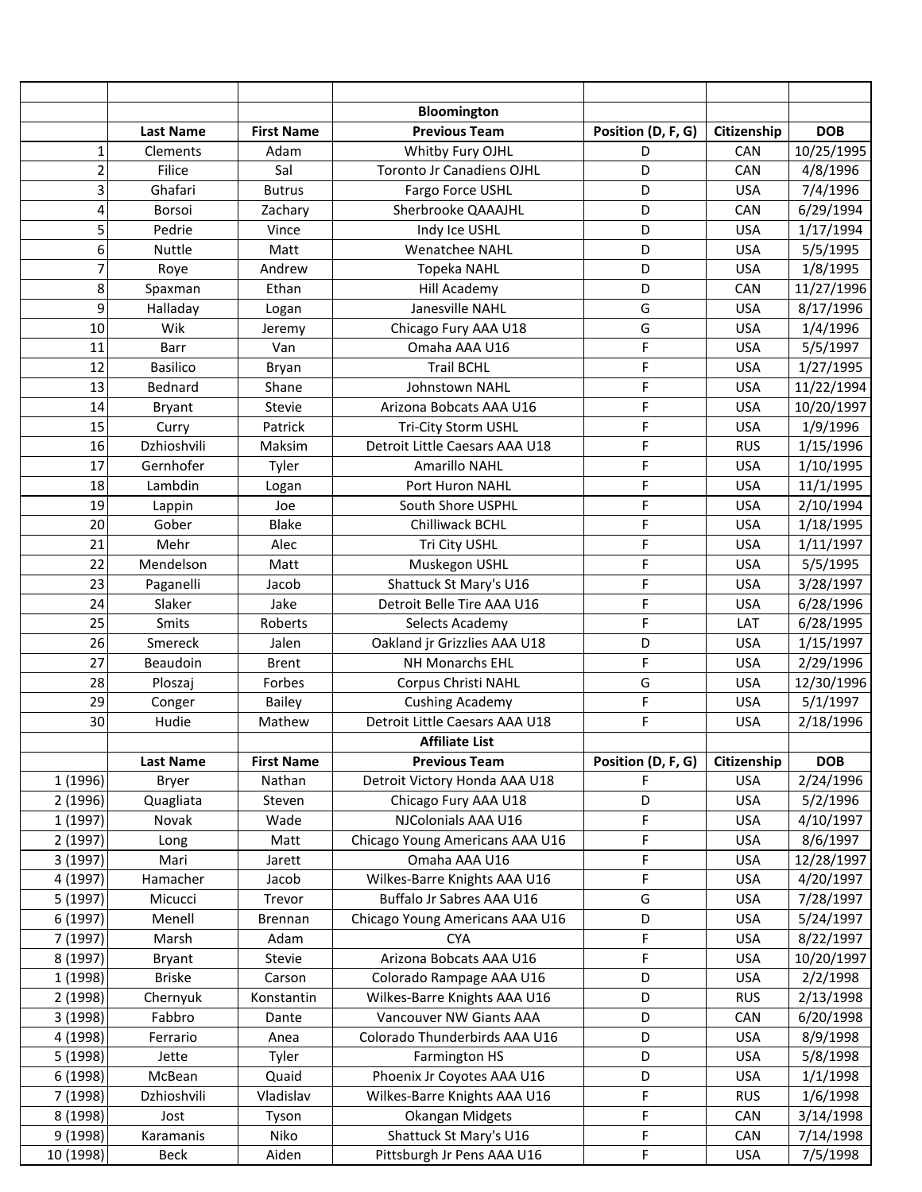| | Last Name | First Name | Previous Team | Position (D, F, G) | Citizenship | DOB |
|---|---|---|---|---|---|---|
| | | | **Bloomington** | | | |
| | **Last Name** | **First Name** | **Previous Team** | **Position (D, F, G)** | **Citizenship** | **DOB** |
| 1 | Clements | Adam | Whitby Fury OJHL | D | CAN | 10/25/1995 |
| 2 | Filice | Sal | Toronto Jr Canadiens OJHL | D | CAN | 4/8/1996 |
| 3 | Ghafari | Butrus | Fargo Force USHL | D | USA | 7/4/1996 |
| 4 | Borsoi | Zachary | Sherbrooke QAAAJHL | D | CAN | 6/29/1994 |
| 5 | Pedrie | Vince | Indy Ice USHL | D | USA | 1/17/1994 |
| 6 | Nuttle | Matt | Wenatchee NAHL | D | USA | 5/5/1995 |
| 7 | Roye | Andrew | Topeka NAHL | D | USA | 1/8/1995 |
| 8 | Spaxman | Ethan | Hill Academy | D | CAN | 11/27/1996 |
| 9 | Halladay | Logan | Janesville NAHL | G | USA | 8/17/1996 |
| 10 | Wik | Jeremy | Chicago Fury AAA U18 | G | USA | 1/4/1996 |
| 11 | Barr | Van | Omaha AAA U16 | F | USA | 5/5/1997 |
| 12 | Basilico | Bryan | Trail BCHL | F | USA | 1/27/1995 |
| 13 | Bednard | Shane | Johnstown NAHL | F | USA | 11/22/1994 |
| 14 | Bryant | Stevie | Arizona Bobcats AAA U16 | F | USA | 10/20/1997 |
| 15 | Curry | Patrick | Tri-City Storm USHL | F | USA | 1/9/1996 |
| 16 | Dzhioshvili | Maksim | Detroit Little Caesars AAA U18 | F | RUS | 1/15/1996 |
| 17 | Gernhofer | Tyler | Amarillo NAHL | F | USA | 1/10/1995 |
| 18 | Lambdin | Logan | Port Huron NAHL | F | USA | 11/1/1995 |
| 19 | Lappin | Joe | South Shore USPHL | F | USA | 2/10/1994 |
| 20 | Gober | Blake | Chilliwack BCHL | F | USA | 1/18/1995 |
| 21 | Mehr | Alec | Tri City USHL | F | USA | 1/11/1997 |
| 22 | Mendelson | Matt | Muskegon USHL | F | USA | 5/5/1995 |
| 23 | Paganelli | Jacob | Shattuck St Mary's U16 | F | USA | 3/28/1997 |
| 24 | Slaker | Jake | Detroit Belle Tire AAA U16 | F | USA | 6/28/1996 |
| 25 | Smits | Roberts | Selects Academy | F | LAT | 6/28/1995 |
| 26 | Smereck | Jalen | Oakland jr Grizzlies AAA U18 | D | USA | 1/15/1997 |
| 27 | Beaudoin | Brent | NH Monarchs EHL | F | USA | 2/29/1996 |
| 28 | Ploszaj | Forbes | Corpus Christi NAHL | G | USA | 12/30/1996 |
| 29 | Conger | Bailey | Cushing Academy | F | USA | 5/1/1997 |
| 30 | Hudie | Mathew | Detroit Little Caesars AAA U18 | F | USA | 2/18/1996 |
| | | | **Affiliate List** | | | |
| | **Last Name** | **First Name** | **Previous Team** | **Position (D, F, G)** | **Citizenship** | **DOB** |
| 1 (1996) | Bryer | Nathan | Detroit Victory Honda AAA U18 | F | USA | 2/24/1996 |
| 2 (1996) | Quagliata | Steven | Chicago Fury AAA U18 | D | USA | 5/2/1996 |
| 1 (1997) | Novak | Wade | NJColonials AAA U16 | F | USA | 4/10/1997 |
| 2 (1997) | Long | Matt | Chicago Young Americans AAA U16 | F | USA | 8/6/1997 |
| 3 (1997) | Mari | Jarett | Omaha AAA U16 | F | USA | 12/28/1997 |
| 4 (1997) | Hamacher | Jacob | Wilkes-Barre Knights AAA U16 | F | USA | 4/20/1997 |
| 5 (1997) | Micucci | Trevor | Buffalo Jr Sabres AAA U16 | G | USA | 7/28/1997 |
| 6 (1997) | Menell | Brennan | Chicago Young Americans AAA U16 | D | USA | 5/24/1997 |
| 7 (1997) | Marsh | Adam | CYA | F | USA | 8/22/1997 |
| 8 (1997) | Bryant | Stevie | Arizona Bobcats AAA U16 | F | USA | 10/20/1997 |
| 1 (1998) | Briske | Carson | Colorado Rampage AAA U16 | D | USA | 2/2/1998 |
| 2 (1998) | Chernyuk | Konstantin | Wilkes-Barre Knights AAA U16 | D | RUS | 2/13/1998 |
| 3 (1998) | Fabbro | Dante | Vancouver NW Giants AAA | D | CAN | 6/20/1998 |
| 4 (1998) | Ferrario | Anea | Colorado Thunderbirds AAA U16 | D | USA | 8/9/1998 |
| 5 (1998) | Jette | Tyler | Farmington HS | D | USA | 5/8/1998 |
| 6 (1998) | McBean | Quaid | Phoenix Jr Coyotes AAA U16 | D | USA | 1/1/1998 |
| 7 (1998) | Dzhioshvili | Vladislav | Wilkes-Barre Knights AAA U16 | F | RUS | 1/6/1998 |
| 8 (1998) | Jost | Tyson | Okangan Midgets | F | CAN | 3/14/1998 |
| 9 (1998) | Karamanis | Niko | Shattuck St Mary's U16 | F | CAN | 7/14/1998 |
| 10 (1998) | Beck | Aiden | Pittsburgh Jr Pens AAA U16 | F | USA | 7/5/1998 |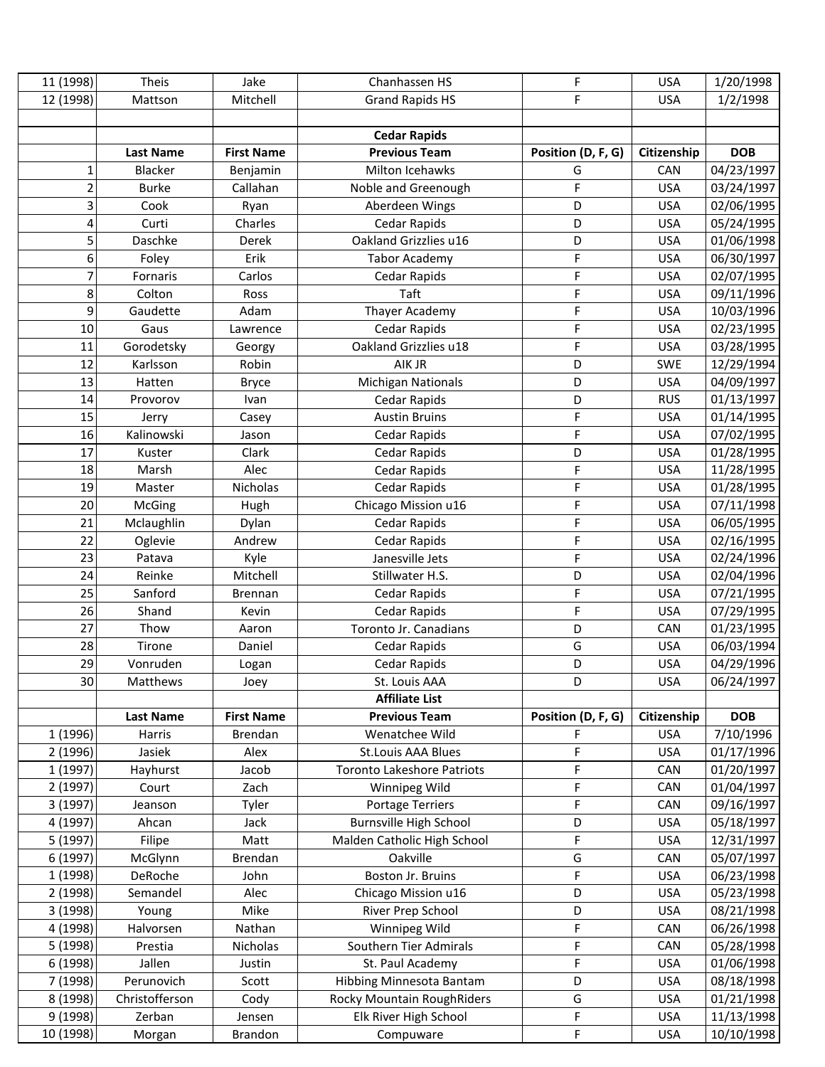| | | | | | | |
|---|---|---|---|---|---|---|
| 11 (1998) | Theis | Jake | Chanhassen HS | F | USA | 1/20/1998 |
| 12 (1998) | Mattson | Mitchell | Grand Rapids HS | F | USA | 1/2/1998 |
| | | | | | | |
| | | | **Cedar Rapids** | | | |
| | **Last Name** | **First Name** | **Previous Team** | **Position (D, F, G)** | **Citizenship** | **DOB** |
| 1 | Blacker | Benjamin | Milton Icehawks | G | CAN | 04/23/1997 |
| 2 | Burke | Callahan | Noble and Greenough | F | USA | 03/24/1997 |
| 3 | Cook | Ryan | Aberdeen Wings | D | USA | 02/06/1995 |
| 4 | Curti | Charles | Cedar Rapids | D | USA | 05/24/1995 |
| 5 | Daschke | Derek | Oakland Grizzlies u16 | D | USA | 01/06/1998 |
| 6 | Foley | Erik | Tabor Academy | F | USA | 06/30/1997 |
| 7 | Fornaris | Carlos | Cedar Rapids | F | USA | 02/07/1995 |
| 8 | Colton | Ross | Taft | F | USA | 09/11/1996 |
| 9 | Gaudette | Adam | Thayer Academy | F | USA | 10/03/1996 |
| 10 | Gaus | Lawrence | Cedar Rapids | F | USA | 02/23/1995 |
| 11 | Gorodetsky | Georgy | Oakland Grizzlies u18 | F | USA | 03/28/1995 |
| 12 | Karlsson | Robin | AIK JR | D | SWE | 12/29/1994 |
| 13 | Hatten | Bryce | Michigan Nationals | D | USA | 04/09/1997 |
| 14 | Provorov | Ivan | Cedar Rapids | D | RUS | 01/13/1997 |
| 15 | Jerry | Casey | Austin Bruins | F | USA | 01/14/1995 |
| 16 | Kalinowski | Jason | Cedar Rapids | F | USA | 07/02/1995 |
| 17 | Kuster | Clark | Cedar Rapids | D | USA | 01/28/1995 |
| 18 | Marsh | Alec | Cedar Rapids | F | USA | 11/28/1995 |
| 19 | Master | Nicholas | Cedar Rapids | F | USA | 01/28/1995 |
| 20 | McGing | Hugh | Chicago Mission u16 | F | USA | 07/11/1998 |
| 21 | Mclaughlin | Dylan | Cedar Rapids | F | USA | 06/05/1995 |
| 22 | Oglevie | Andrew | Cedar Rapids | F | USA | 02/16/1995 |
| 23 | Patava | Kyle | Janesville Jets | F | USA | 02/24/1996 |
| 24 | Reinke | Mitchell | Stillwater H.S. | D | USA | 02/04/1996 |
| 25 | Sanford | Brennan | Cedar Rapids | F | USA | 07/21/1995 |
| 26 | Shand | Kevin | Cedar Rapids | F | USA | 07/29/1995 |
| 27 | Thow | Aaron | Toronto Jr. Canadians | D | CAN | 01/23/1995 |
| 28 | Tirone | Daniel | Cedar Rapids | G | USA | 06/03/1994 |
| 29 | Vonruden | Logan | Cedar Rapids | D | USA | 04/29/1996 |
| 30 | Matthews | Joey | St. Louis AAA | D | USA | 06/24/1997 |
| | | | **Affiliate List** | | | |
| | **Last Name** | **First Name** | **Previous Team** | **Position (D, F, G)** | **Citizenship** | **DOB** |
| 1 (1996) | Harris | Brendan | Wenatchee Wild | F | USA | 7/10/1996 |
| 2 (1996) | Jasiek | Alex | St.Louis AAA Blues | F | USA | 01/17/1996 |
| 1 (1997) | Hayhurst | Jacob | Toronto Lakeshore Patriots | F | CAN | 01/20/1997 |
| 2 (1997) | Court | Zach | Winnipeg Wild | F | CAN | 01/04/1997 |
| 3 (1997) | Jeanson | Tyler | Portage Terriers | F | CAN | 09/16/1997 |
| 4 (1997) | Ahcan | Jack | Burnsville High School | D | USA | 05/18/1997 |
| 5 (1997) | Filipe | Matt | Malden Catholic High School | F | USA | 12/31/1997 |
| 6 (1997) | McGlynn | Brendan | Oakville | G | CAN | 05/07/1997 |
| 1 (1998) | DeRoche | John | Boston Jr. Bruins | F | USA | 06/23/1998 |
| 2 (1998) | Semandel | Alec | Chicago Mission u16 | D | USA | 05/23/1998 |
| 3 (1998) | Young | Mike | River Prep School | D | USA | 08/21/1998 |
| 4 (1998) | Halvorsen | Nathan | Winnipeg Wild | F | CAN | 06/26/1998 |
| 5 (1998) | Prestia | Nicholas | Southern Tier Admirals | F | CAN | 05/28/1998 |
| 6 (1998) | Jallen | Justin | St. Paul Academy | F | USA | 01/06/1998 |
| 7 (1998) | Perunovich | Scott | Hibbing Minnesota Bantam | D | USA | 08/18/1998 |
| 8 (1998) | Christofferson | Cody | Rocky Mountain RoughRiders | G | USA | 01/21/1998 |
| 9 (1998) | Zerban | Jensen | Elk River High School | F | USA | 11/13/1998 |
| 10 (1998) | Morgan | Brandon | Compuware | F | USA | 10/10/1998 |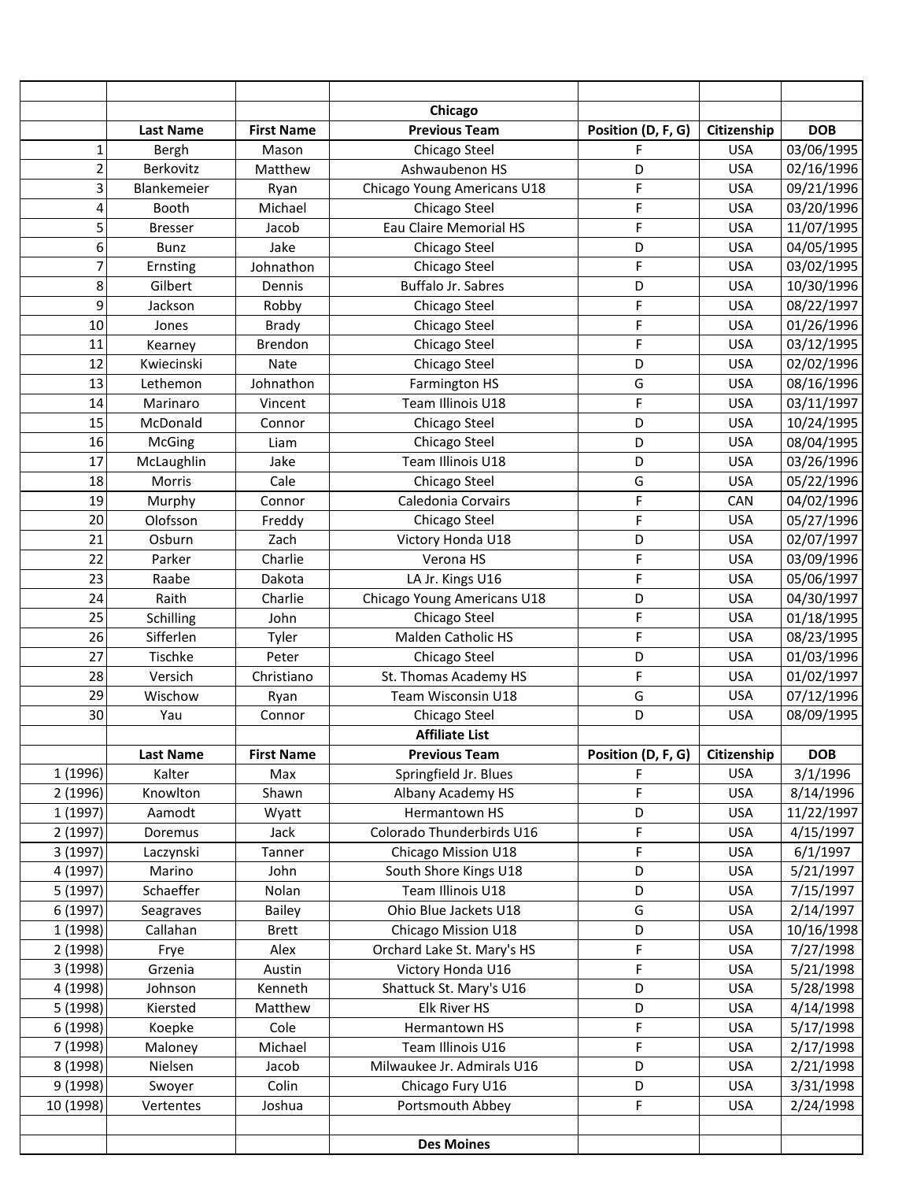| | | | Chicago | | | |
|---|---|---|---|---|---|---|
| | Last Name | First Name | Previous Team | Position (D, F, G) | Citizenship | DOB |
| 1 | Bergh | Mason | Chicago Steel | F | USA | 03/06/1995 |
| 2 | Berkovitz | Matthew | Ashwaubenon HS | D | USA | 02/16/1996 |
| 3 | Blankemeier | Ryan | Chicago Young Americans U18 | F | USA | 09/21/1996 |
| 4 | Booth | Michael | Chicago Steel | F | USA | 03/20/1996 |
| 5 | Bresser | Jacob | Eau Claire Memorial HS | F | USA | 11/07/1995 |
| 6 | Bunz | Jake | Chicago Steel | D | USA | 04/05/1995 |
| 7 | Ernsting | Johnathon | Chicago Steel | F | USA | 03/02/1995 |
| 8 | Gilbert | Dennis | Buffalo Jr. Sabres | D | USA | 10/30/1996 |
| 9 | Jackson | Robby | Chicago Steel | F | USA | 08/22/1997 |
| 10 | Jones | Brady | Chicago Steel | F | USA | 01/26/1996 |
| 11 | Kearney | Brendon | Chicago Steel | F | USA | 03/12/1995 |
| 12 | Kwiecinski | Nate | Chicago Steel | D | USA | 02/02/1996 |
| 13 | Lethemon | Johnathon | Farmington HS | G | USA | 08/16/1996 |
| 14 | Marinaro | Vincent | Team Illinois U18 | F | USA | 03/11/1997 |
| 15 | McDonald | Connor | Chicago Steel | D | USA | 10/24/1995 |
| 16 | McGing | Liam | Chicago Steel | D | USA | 08/04/1995 |
| 17 | McLaughlin | Jake | Team Illinois U18 | D | USA | 03/26/1996 |
| 18 | Morris | Cale | Chicago Steel | G | USA | 05/22/1996 |
| 19 | Murphy | Connor | Caledonia Corvairs | F | CAN | 04/02/1996 |
| 20 | Olofsson | Freddy | Chicago Steel | F | USA | 05/27/1996 |
| 21 | Osburn | Zach | Victory Honda U18 | D | USA | 02/07/1997 |
| 22 | Parker | Charlie | Verona HS | F | USA | 03/09/1996 |
| 23 | Raabe | Dakota | LA Jr. Kings U16 | F | USA | 05/06/1997 |
| 24 | Raith | Charlie | Chicago Young Americans U18 | D | USA | 04/30/1997 |
| 25 | Schilling | John | Chicago Steel | F | USA | 01/18/1995 |
| 26 | Sifferlen | Tyler | Malden Catholic HS | F | USA | 08/23/1995 |
| 27 | Tischke | Peter | Chicago Steel | D | USA | 01/03/1996 |
| 28 | Versich | Christiano | St. Thomas Academy HS | F | USA | 01/02/1997 |
| 29 | Wischow | Ryan | Team Wisconsin U18 | G | USA | 07/12/1996 |
| 30 | Yau | Connor | Chicago Steel | D | USA | 08/09/1995 |
| | | | Affiliate List | | | |
| | Last Name | First Name | Previous Team | Position (D, F, G) | Citizenship | DOB |
| 1 (1996) | Kalter | Max | Springfield Jr. Blues | F | USA | 3/1/1996 |
| 2 (1996) | Knowlton | Shawn | Albany Academy HS | F | USA | 8/14/1996 |
| 1 (1997) | Aamodt | Wyatt | Hermantown HS | D | USA | 11/22/1997 |
| 2 (1997) | Doremus | Jack | Colorado Thunderbirds U16 | F | USA | 4/15/1997 |
| 3 (1997) | Laczynski | Tanner | Chicago Mission U18 | F | USA | 6/1/1997 |
| 4 (1997) | Marino | John | South Shore Kings U18 | D | USA | 5/21/1997 |
| 5 (1997) | Schaeffer | Nolan | Team Illinois U18 | D | USA | 7/15/1997 |
| 6 (1997) | Seagraves | Bailey | Ohio Blue Jackets U18 | G | USA | 2/14/1997 |
| 1 (1998) | Callahan | Brett | Chicago Mission U18 | D | USA | 10/16/1998 |
| 2 (1998) | Frye | Alex | Orchard Lake St. Mary's HS | F | USA | 7/27/1998 |
| 3 (1998) | Grzenia | Austin | Victory Honda U16 | F | USA | 5/21/1998 |
| 4 (1998) | Johnson | Kenneth | Shattuck St. Mary's U16 | D | USA | 5/28/1998 |
| 5 (1998) | Kiersted | Matthew | Elk River HS | D | USA | 4/14/1998 |
| 6 (1998) | Koepke | Cole | Hermantown HS | F | USA | 5/17/1998 |
| 7 (1998) | Maloney | Michael | Team Illinois U16 | F | USA | 2/17/1998 |
| 8 (1998) | Nielsen | Jacob | Milwaukee Jr. Admirals U16 | D | USA | 2/21/1998 |
| 9 (1998) | Swoyer | Colin | Chicago Fury U16 | D | USA | 3/31/1998 |
| 10 (1998) | Vertentes | Joshua | Portsmouth Abbey | F | USA | 2/24/1998 |
| | | | | | | |
| | | | Des Moines | | | |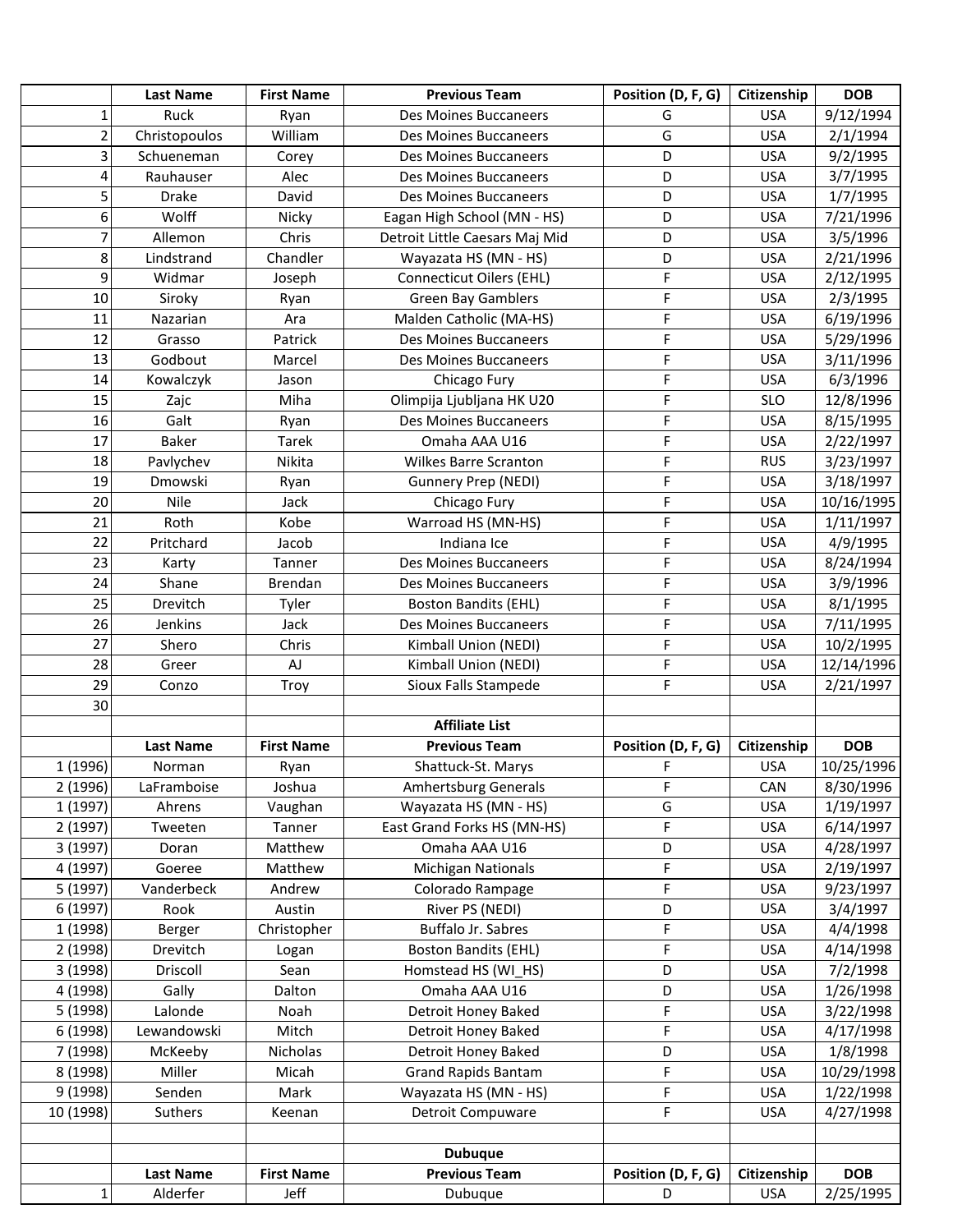| | Last Name | First Name | Previous Team | Position (D, F, G) | Citizenship | DOB |
|---|---|---|---|---|---|---|
| 1 | Ruck | Ryan | Des Moines Buccaneers | G | USA | 9/12/1994 |
| 2 | Christopoulos | William | Des Moines Buccaneers | G | USA | 2/1/1994 |
| 3 | Schueneman | Corey | Des Moines Buccaneers | D | USA | 9/2/1995 |
| 4 | Rauhauser | Alec | Des Moines Buccaneers | D | USA | 3/7/1995 |
| 5 | Drake | David | Des Moines Buccaneers | D | USA | 1/7/1995 |
| 6 | Wolff | Nicky | Eagan High School (MN - HS) | D | USA | 7/21/1996 |
| 7 | Allemon | Chris | Detroit Little Caesars Maj Mid | D | USA | 3/5/1996 |
| 8 | Lindstrand | Chandler | Wayazata HS (MN - HS) | D | USA | 2/21/1996 |
| 9 | Widmar | Joseph | Connecticut Oilers (EHL) | F | USA | 2/12/1995 |
| 10 | Siroky | Ryan | Green Bay Gamblers | F | USA | 2/3/1995 |
| 11 | Nazarian | Ara | Malden Catholic (MA-HS) | F | USA | 6/19/1996 |
| 12 | Grasso | Patrick | Des Moines Buccaneers | F | USA | 5/29/1996 |
| 13 | Godbout | Marcel | Des Moines Buccaneers | F | USA | 3/11/1996 |
| 14 | Kowalczyk | Jason | Chicago Fury | F | USA | 6/3/1996 |
| 15 | Zajc | Miha | Olimpija Ljubljana HK U20 | F | SLO | 12/8/1996 |
| 16 | Galt | Ryan | Des Moines Buccaneers | F | USA | 8/15/1995 |
| 17 | Baker | Tarek | Omaha AAA U16 | F | USA | 2/22/1997 |
| 18 | Pavlychev | Nikita | Wilkes Barre Scranton | F | RUS | 3/23/1997 |
| 19 | Dmowski | Ryan | Gunnery Prep (NEDI) | F | USA | 3/18/1997 |
| 20 | Nile | Jack | Chicago Fury | F | USA | 10/16/1995 |
| 21 | Roth | Kobe | Warroad HS (MN-HS) | F | USA | 1/11/1997 |
| 22 | Pritchard | Jacob | Indiana Ice | F | USA | 4/9/1995 |
| 23 | Karty | Tanner | Des Moines Buccaneers | F | USA | 8/24/1994 |
| 24 | Shane | Brendan | Des Moines Buccaneers | F | USA | 3/9/1996 |
| 25 | Drevitch | Tyler | Boston Bandits (EHL) | F | USA | 8/1/1995 |
| 26 | Jenkins | Jack | Des Moines Buccaneers | F | USA | 7/11/1995 |
| 27 | Shero | Chris | Kimball Union (NEDI) | F | USA | 10/2/1995 |
| 28 | Greer | AJ | Kimball Union (NEDI) | F | USA | 12/14/1996 |
| 29 | Conzo | Troy | Sioux Falls Stampede | F | USA | 2/21/1997 |
| 30 | | | | | | |
| | | | **Affiliate List** | | | |
| | **Last Name** | **First Name** | **Previous Team** | **Position (D, F, G)** | **Citizenship** | **DOB** |
| 1 (1996) | Norman | Ryan | Shattuck-St. Marys | F | USA | 10/25/1996 |
| 2 (1996) | LaFramboise | Joshua | Amhertsburg Generals | F | CAN | 8/30/1996 |
| 1 (1997) | Ahrens | Vaughan | Wayazata HS (MN - HS) | G | USA | 1/19/1997 |
| 2 (1997) | Tweeten | Tanner | East Grand Forks HS (MN-HS) | F | USA | 6/14/1997 |
| 3 (1997) | Doran | Matthew | Omaha AAA U16 | D | USA | 4/28/1997 |
| 4 (1997) | Goeree | Matthew | Michigan Nationals | F | USA | 2/19/1997 |
| 5 (1997) | Vanderbeck | Andrew | Colorado Rampage | F | USA | 9/23/1997 |
| 6 (1997) | Rook | Austin | River PS (NEDI) | D | USA | 3/4/1997 |
| 1 (1998) | Berger | Christopher | Buffalo Jr. Sabres | F | USA | 4/4/1998 |
| 2 (1998) | Drevitch | Logan | Boston Bandits (EHL) | F | USA | 4/14/1998 |
| 3 (1998) | Driscoll | Sean | Homstead HS (WI_HS) | D | USA | 7/2/1998 |
| 4 (1998) | Gally | Dalton | Omaha AAA U16 | D | USA | 1/26/1998 |
| 5 (1998) | Lalonde | Noah | Detroit Honey Baked | F | USA | 3/22/1998 |
| 6 (1998) | Lewandowski | Mitch | Detroit Honey Baked | F | USA | 4/17/1998 |
| 7 (1998) | McKeeby | Nicholas | Detroit Honey Baked | D | USA | 1/8/1998 |
| 8 (1998) | Miller | Micah | Grand Rapids Bantam | F | USA | 10/29/1998 |
| 9 (1998) | Senden | Mark | Wayazata HS (MN - HS) | F | USA | 1/22/1998 |
| 10 (1998) | Suthers | Keenan | Detroit Compuware | F | USA | 4/27/1998 |
| | | | | | | |
| | | | **Dubuque** | | | |
| | **Last Name** | **First Name** | **Previous Team** | **Position (D, F, G)** | **Citizenship** | **DOB** |
| 1 | Alderfer | Jeff | Dubuque | D | USA | 2/25/1995 |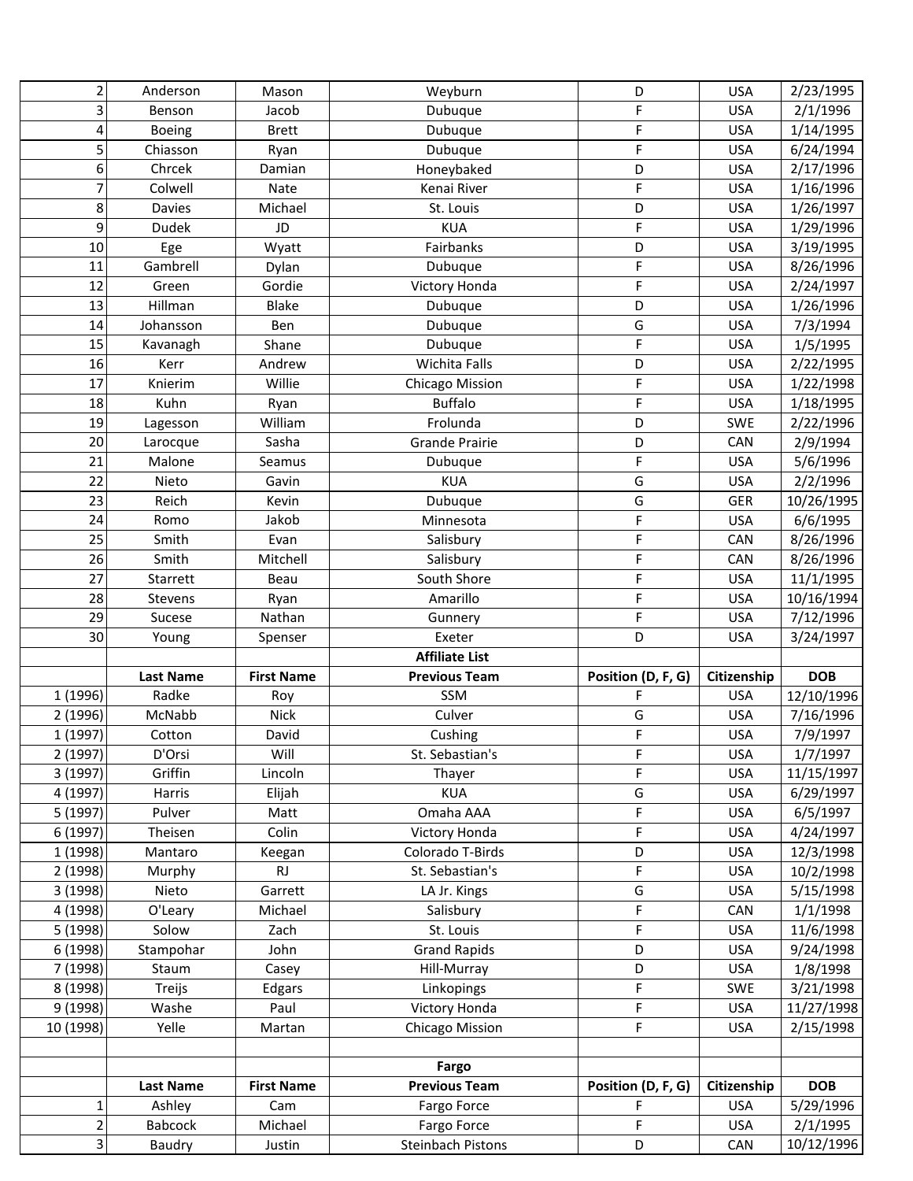| | | | | | | |
|---|---|---|---|---|---|---|
| 2 | Anderson | Mason | Weyburn | D | USA | 2/23/1995 |
| 3 | Benson | Jacob | Dubuque | F | USA | 2/1/1996 |
| 4 | Boeing | Brett | Dubuque | F | USA | 1/14/1995 |
| 5 | Chiasson | Ryan | Dubuque | F | USA | 6/24/1994 |
| 6 | Chrcek | Damian | Honeybaked | D | USA | 2/17/1996 |
| 7 | Colwell | Nate | Kenai River | F | USA | 1/16/1996 |
| 8 | Davies | Michael | St. Louis | D | USA | 1/26/1997 |
| 9 | Dudek | JD | KUA | F | USA | 1/29/1996 |
| 10 | Ege | Wyatt | Fairbanks | D | USA | 3/19/1995 |
| 11 | Gambrell | Dylan | Dubuque | F | USA | 8/26/1996 |
| 12 | Green | Gordie | Victory Honda | F | USA | 2/24/1997 |
| 13 | Hillman | Blake | Dubuque | D | USA | 1/26/1996 |
| 14 | Johansson | Ben | Dubuque | G | USA | 7/3/1994 |
| 15 | Kavanagh | Shane | Dubuque | F | USA | 1/5/1995 |
| 16 | Kerr | Andrew | Wichita Falls | D | USA | 2/22/1995 |
| 17 | Knierim | Willie | Chicago Mission | F | USA | 1/22/1998 |
| 18 | Kuhn | Ryan | Buffalo | F | USA | 1/18/1995 |
| 19 | Lagesson | William | Frolunda | D | SWE | 2/22/1996 |
| 20 | Larocque | Sasha | Grande Prairie | D | CAN | 2/9/1994 |
| 21 | Malone | Seamus | Dubuque | F | USA | 5/6/1996 |
| 22 | Nieto | Gavin | KUA | G | USA | 2/2/1996 |
| 23 | Reich | Kevin | Dubuque | G | GER | 10/26/1995 |
| 24 | Romo | Jakob | Minnesota | F | USA | 6/6/1995 |
| 25 | Smith | Evan | Salisbury | F | CAN | 8/26/1996 |
| 26 | Smith | Mitchell | Salisbury | F | CAN | 8/26/1996 |
| 27 | Starrett | Beau | South Shore | F | USA | 11/1/1995 |
| 28 | Stevens | Ryan | Amarillo | F | USA | 10/16/1994 |
| 29 | Sucese | Nathan | Gunnery | F | USA | 7/12/1996 |
| 30 | Young | Spenser | Exeter | D | USA | 3/24/1997 |
| | | | **Affiliate List** | | | |
| | **Last Name** | **First Name** | **Previous Team** | **Position (D, F, G)** | **Citizenship** | **DOB** |
| 1 (1996) | Radke | Roy | SSM | F | USA | 12/10/1996 |
| 2 (1996) | McNabb | Nick | Culver | G | USA | 7/16/1996 |
| 1 (1997) | Cotton | David | Cushing | F | USA | 7/9/1997 |
| 2 (1997) | D'Orsi | Will | St. Sebastian's | F | USA | 1/7/1997 |
| 3 (1997) | Griffin | Lincoln | Thayer | F | USA | 11/15/1997 |
| 4 (1997) | Harris | Elijah | KUA | G | USA | 6/29/1997 |
| 5 (1997) | Pulver | Matt | Omaha AAA | F | USA | 6/5/1997 |
| 6 (1997) | Theisen | Colin | Victory Honda | F | USA | 4/24/1997 |
| 1 (1998) | Mantaro | Keegan | Colorado T-Birds | D | USA | 12/3/1998 |
| 2 (1998) | Murphy | RJ | St. Sebastian's | F | USA | 10/2/1998 |
| 3 (1998) | Nieto | Garrett | LA Jr. Kings | G | USA | 5/15/1998 |
| 4 (1998) | O'Leary | Michael | Salisbury | F | CAN | 1/1/1998 |
| 5 (1998) | Solow | Zach | St. Louis | F | USA | 11/6/1998 |
| 6 (1998) | Stampohar | John | Grand Rapids | D | USA | 9/24/1998 |
| 7 (1998) | Staum | Casey | Hill-Murray | D | USA | 1/8/1998 |
| 8 (1998) | Treijs | Edgars | Linkopings | F | SWE | 3/21/1998 |
| 9 (1998) | Washe | Paul | Victory Honda | F | USA | 11/27/1998 |
| 10 (1998) | Yelle | Martan | Chicago Mission | F | USA | 2/15/1998 |
| | | | | | | |
| | | | **Fargo** | | | |
| | **Last Name** | **First Name** | **Previous Team** | **Position (D, F, G)** | **Citizenship** | **DOB** |
| 1 | Ashley | Cam | Fargo Force | F | USA | 5/29/1996 |
| 2 | Babcock | Michael | Fargo Force | F | USA | 2/1/1995 |
| 3 | Baudry | Justin | Steinbach Pistons | D | CAN | 10/12/1996 |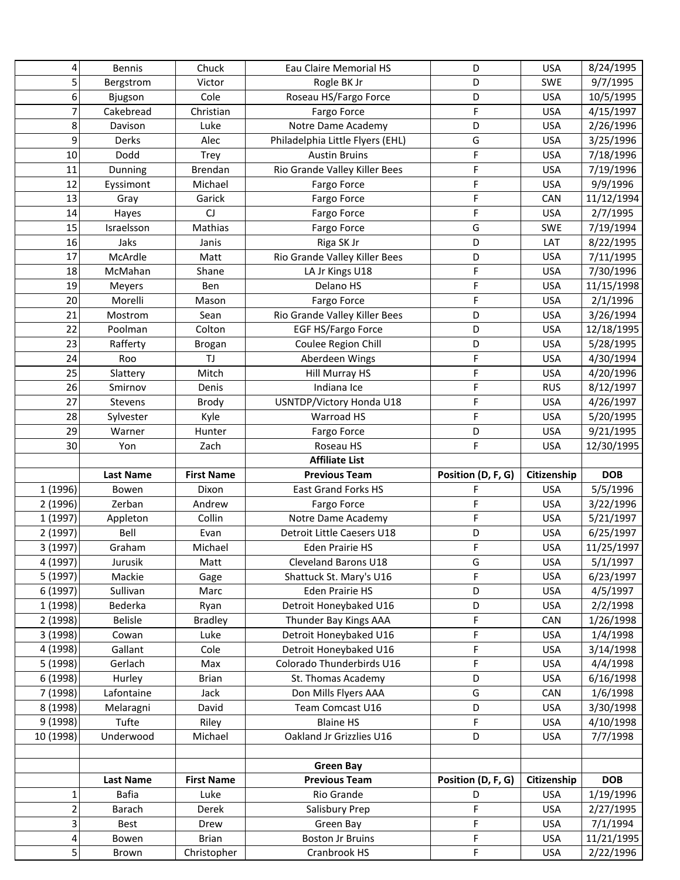| | | | | | | |
|---|---|---|---|---|---|---|
| 4 | Bennis | Chuck | Eau Claire Memorial HS | D | USA | 8/24/1995 |
| 5 | Bergstrom | Victor | Rogle BK Jr | D | SWE | 9/7/1995 |
| 6 | Bjugson | Cole | Roseau HS/Fargo Force | D | USA | 10/5/1995 |
| 7 | Cakebread | Christian | Fargo Force | F | USA | 4/15/1997 |
| 8 | Davison | Luke | Notre Dame Academy | D | USA | 2/26/1996 |
| 9 | Derks | Alec | Philadelphia Little Flyers (EHL) | G | USA | 3/25/1996 |
| 10 | Dodd | Trey | Austin Bruins | F | USA | 7/18/1996 |
| 11 | Dunning | Brendan | Rio Grande Valley Killer Bees | F | USA | 7/19/1996 |
| 12 | Eyssimont | Michael | Fargo Force | F | USA | 9/9/1996 |
| 13 | Gray | Garick | Fargo Force | F | CAN | 11/12/1994 |
| 14 | Hayes | CJ | Fargo Force | F | USA | 2/7/1995 |
| 15 | Israelsson | Mathias | Fargo Force | G | SWE | 7/19/1994 |
| 16 | Jaks | Janis | Riga SK Jr | D | LAT | 8/22/1995 |
| 17 | McArdle | Matt | Rio Grande Valley Killer Bees | D | USA | 7/11/1995 |
| 18 | McMahan | Shane | LA Jr Kings U18 | F | USA | 7/30/1996 |
| 19 | Meyers | Ben | Delano HS | F | USA | 11/15/1998 |
| 20 | Morelli | Mason | Fargo Force | F | USA | 2/1/1996 |
| 21 | Mostrom | Sean | Rio Grande Valley Killer Bees | D | USA | 3/26/1994 |
| 22 | Poolman | Colton | EGF HS/Fargo Force | D | USA | 12/18/1995 |
| 23 | Rafferty | Brogan | Coulee Region Chill | D | USA | 5/28/1995 |
| 24 | Roo | TJ | Aberdeen Wings | F | USA | 4/30/1994 |
| 25 | Slattery | Mitch | Hill Murray HS | F | USA | 4/20/1996 |
| 26 | Smirnov | Denis | Indiana Ice | F | RUS | 8/12/1997 |
| 27 | Stevens | Brody | USNTDP/Victory Honda U18 | F | USA | 4/26/1997 |
| 28 | Sylvester | Kyle | Warroad HS | F | USA | 5/20/1995 |
| 29 | Warner | Hunter | Fargo Force | D | USA | 9/21/1995 |
| 30 | Yon | Zach | Roseau HS | F | USA | 12/30/1995 |
| | | | **Affiliate List** | | | |
| | **Last Name** | **First Name** | **Previous Team** | **Position (D, F, G)** | **Citizenship** | **DOB** |
| 1 (1996) | Bowen | Dixon | East Grand Forks HS | F | USA | 5/5/1996 |
| 2 (1996) | Zerban | Andrew | Fargo Force | F | USA | 3/22/1996 |
| 1 (1997) | Appleton | Collin | Notre Dame Academy | F | USA | 5/21/1997 |
| 2 (1997) | Bell | Evan | Detroit Little Caesers U18 | D | USA | 6/25/1997 |
| 3 (1997) | Graham | Michael | Eden Prairie HS | F | USA | 11/25/1997 |
| 4 (1997) | Jurusik | Matt | Cleveland Barons U18 | G | USA | 5/1/1997 |
| 5 (1997) | Mackie | Gage | Shattuck St. Mary's U16 | F | USA | 6/23/1997 |
| 6 (1997) | Sullivan | Marc | Eden Prairie HS | D | USA | 4/5/1997 |
| 1 (1998) | Bederka | Ryan | Detroit Honeybaked U16 | D | USA | 2/2/1998 |
| 2 (1998) | Belisle | Bradley | Thunder Bay Kings AAA | F | CAN | 1/26/1998 |
| 3 (1998) | Cowan | Luke | Detroit Honeybaked U16 | F | USA | 1/4/1998 |
| 4 (1998) | Gallant | Cole | Detroit Honeybaked U16 | F | USA | 3/14/1998 |
| 5 (1998) | Gerlach | Max | Colorado Thunderbirds U16 | F | USA | 4/4/1998 |
| 6 (1998) | Hurley | Brian | St. Thomas Academy | D | USA | 6/16/1998 |
| 7 (1998) | Lafontaine | Jack | Don Mills Flyers AAA | G | CAN | 1/6/1998 |
| 8 (1998) | Melaragni | David | Team Comcast U16 | D | USA | 3/30/1998 |
| 9 (1998) | Tufte | Riley | Blaine HS | F | USA | 4/10/1998 |
| 10 (1998) | Underwood | Michael | Oakland Jr Grizzlies U16 | D | USA | 7/7/1998 |
| | | | | | | |
| | | | **Green Bay** | | | |
| | **Last Name** | **First Name** | **Previous Team** | **Position (D, F, G)** | **Citizenship** | **DOB** |
| 1 | Bafia | Luke | Rio Grande | D | USA | 1/19/1996 |
| 2 | Barach | Derek | Salisbury Prep | F | USA | 2/27/1995 |
| 3 | Best | Drew | Green Bay | F | USA | 7/1/1994 |
| 4 | Bowen | Brian | Boston Jr Bruins | F | USA | 11/21/1995 |
| 5 | Brown | Christopher | Cranbrook HS | F | USA | 2/22/1996 |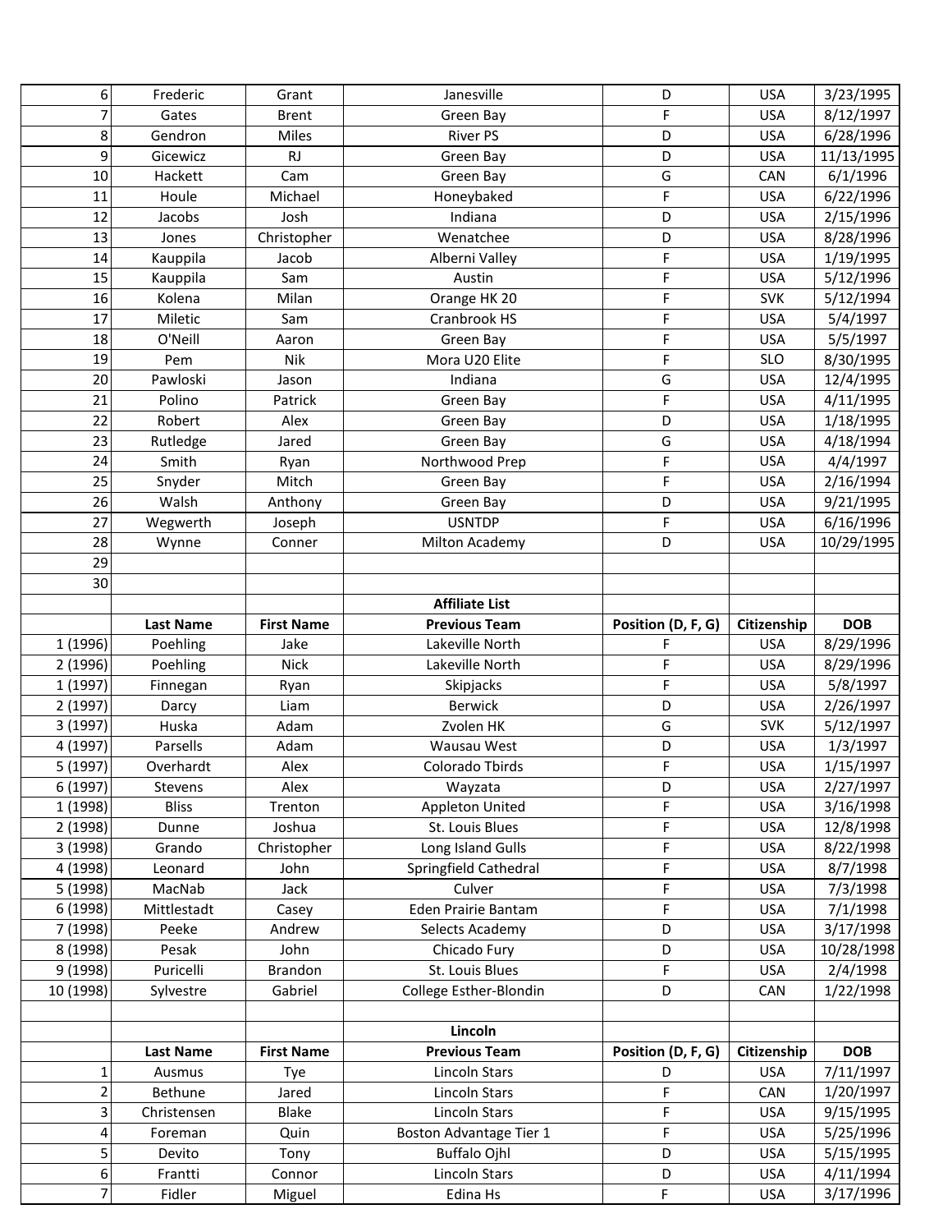| | | | | | | |
|---|---|---|---|---|---|---|
| 6 | Frederic | Grant | Janesville | D | USA | 3/23/1995 |
| 7 | Gates | Brent | Green Bay | F | USA | 8/12/1997 |
| 8 | Gendron | Miles | River PS | D | USA | 6/28/1996 |
| 9 | Gicewicz | RJ | Green Bay | D | USA | 11/13/1995 |
| 10 | Hackett | Cam | Green Bay | G | CAN | 6/1/1996 |
| 11 | Houle | Michael | Honeybaked | F | USA | 6/22/1996 |
| 12 | Jacobs | Josh | Indiana | D | USA | 2/15/1996 |
| 13 | Jones | Christopher | Wenatchee | D | USA | 8/28/1996 |
| 14 | Kauppila | Jacob | Alberni Valley | F | USA | 1/19/1995 |
| 15 | Kauppila | Sam | Austin | F | USA | 5/12/1996 |
| 16 | Kolena | Milan | Orange HK 20 | F | SVK | 5/12/1994 |
| 17 | Miletic | Sam | Cranbrook HS | F | USA | 5/4/1997 |
| 18 | O'Neill | Aaron | Green Bay | F | USA | 5/5/1997 |
| 19 | Pem | Nik | Mora U20 Elite | F | SLO | 8/30/1995 |
| 20 | Pawloski | Jason | Indiana | G | USA | 12/4/1995 |
| 21 | Polino | Patrick | Green Bay | F | USA | 4/11/1995 |
| 22 | Robert | Alex | Green Bay | D | USA | 1/18/1995 |
| 23 | Rutledge | Jared | Green Bay | G | USA | 4/18/1994 |
| 24 | Smith | Ryan | Northwood Prep | F | USA | 4/4/1997 |
| 25 | Snyder | Mitch | Green Bay | F | USA | 2/16/1994 |
| 26 | Walsh | Anthony | Green Bay | D | USA | 9/21/1995 |
| 27 | Wegwerth | Joseph | USNTDP | F | USA | 6/16/1996 |
| 28 | Wynne | Conner | Milton Academy | D | USA | 10/29/1995 |
| 29 | | | | | | |
| 30 | | | | | | |
| | | | **Affiliate List** | | | |
| | **Last Name** | **First Name** | **Previous Team** | **Position (D, F, G)** | **Citizenship** | **DOB** |
| 1 (1996) | Poehling | Jake | Lakeville North | F | USA | 8/29/1996 |
| 2 (1996) | Poehling | Nick | Lakeville North | F | USA | 8/29/1996 |
| 1 (1997) | Finnegan | Ryan | Skipjacks | F | USA | 5/8/1997 |
| 2 (1997) | Darcy | Liam | Berwick | D | USA | 2/26/1997 |
| 3 (1997) | Huska | Adam | Zvolen HK | G | SVK | 5/12/1997 |
| 4 (1997) | Parsells | Adam | Wausau West | D | USA | 1/3/1997 |
| 5 (1997) | Overhardt | Alex | Colorado Tbirds | F | USA | 1/15/1997 |
| 6 (1997) | Stevens | Alex | Wayzata | D | USA | 2/27/1997 |
| 1 (1998) | Bliss | Trenton | Appleton United | F | USA | 3/16/1998 |
| 2 (1998) | Dunne | Joshua | St. Louis Blues | F | USA | 12/8/1998 |
| 3 (1998) | Grando | Christopher | Long Island Gulls | F | USA | 8/22/1998 |
| 4 (1998) | Leonard | John | Springfield Cathedral | F | USA | 8/7/1998 |
| 5 (1998) | MacNab | Jack | Culver | F | USA | 7/3/1998 |
| 6 (1998) | Mittlestadt | Casey | Eden Prairie Bantam | F | USA | 7/1/1998 |
| 7 (1998) | Peeke | Andrew | Selects Academy | D | USA | 3/17/1998 |
| 8 (1998) | Pesak | John | Chicago Fury | D | USA | 10/28/1998 |
| 9 (1998) | Puricelli | Brandon | St. Louis Blues | F | USA | 2/4/1998 |
| 10 (1998) | Sylvestre | Gabriel | College Esther-Blondin | D | CAN | 1/22/1998 |
| | | | | | | |
| | | | **Lincoln** | | | |
| | **Last Name** | **First Name** | **Previous Team** | **Position (D, F, G)** | **Citizenship** | **DOB** |
| 1 | Ausmus | Tye | Lincoln Stars | D | USA | 7/11/1997 |
| 2 | Bethune | Jared | Lincoln Stars | F | CAN | 1/20/1997 |
| 3 | Christensen | Blake | Lincoln Stars | F | USA | 9/15/1995 |
| 4 | Foreman | Quin | Boston Advantage Tier 1 | F | USA | 5/25/1996 |
| 5 | Devito | Tony | Buffalo Ojhl | D | USA | 5/15/1995 |
| 6 | Frantti | Connor | Lincoln Stars | D | USA | 4/11/1994 |
| 7 | Fidler | Miguel | Edina Hs | F | USA | 3/17/1996 |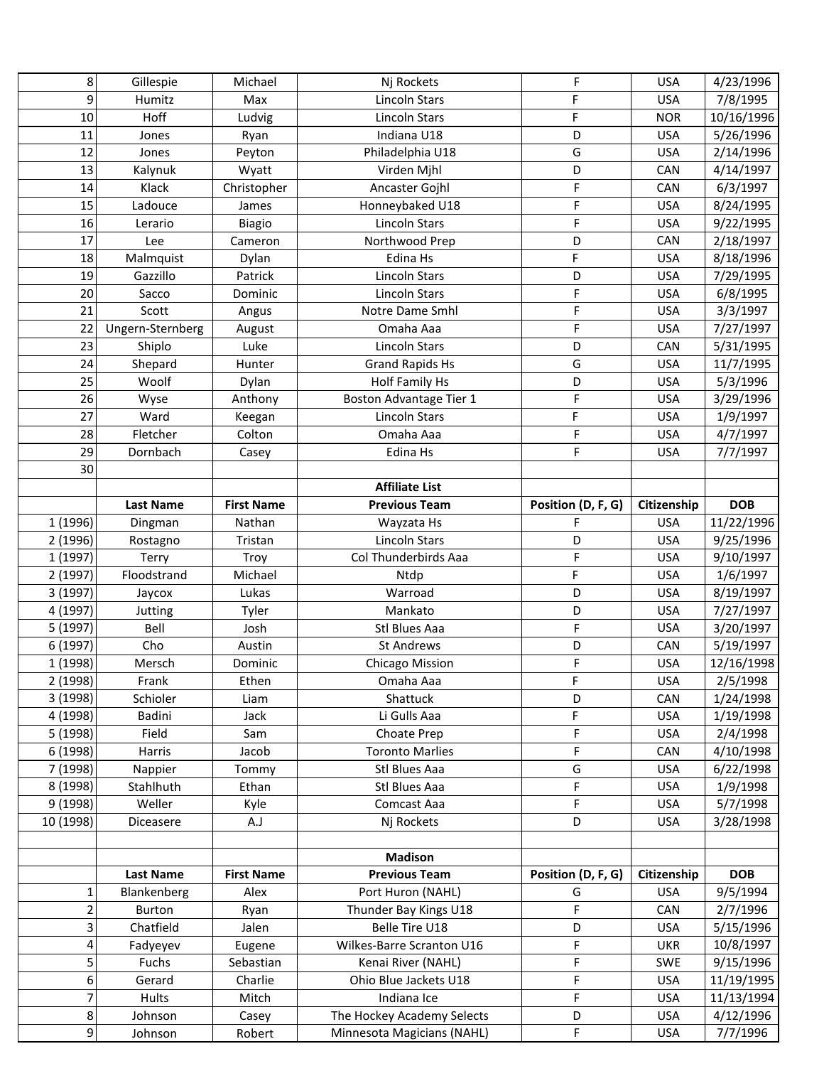| | | | | | | |
|---|---|---|---|---|---|---|
| 8 | Gillespie | Michael | Nj Rockets | F | USA | 4/23/1996 |
| 9 | Humitz | Max | Lincoln Stars | F | USA | 7/8/1995 |
| 10 | Hoff | Ludvig | Lincoln Stars | F | NOR | 10/16/1996 |
| 11 | Jones | Ryan | Indiana U18 | D | USA | 5/26/1996 |
| 12 | Jones | Peyton | Philadelphia U18 | G | USA | 2/14/1996 |
| 13 | Kalynuk | Wyatt | Virden Mjhl | D | CAN | 4/14/1997 |
| 14 | Klack | Christopher | Ancaster Gojhl | F | CAN | 6/3/1997 |
| 15 | Ladouce | James | Honneybaked U18 | F | USA | 8/24/1995 |
| 16 | Lerario | Biagio | Lincoln Stars | F | USA | 9/22/1995 |
| 17 | Lee | Cameron | Northwood Prep | D | CAN | 2/18/1997 |
| 18 | Malmquist | Dylan | Edina Hs | F | USA | 8/18/1996 |
| 19 | Gazzillo | Patrick | Lincoln Stars | D | USA | 7/29/1995 |
| 20 | Sacco | Dominic | Lincoln Stars | F | USA | 6/8/1995 |
| 21 | Scott | Angus | Notre Dame Smhl | F | USA | 3/3/1997 |
| 22 | Ungern-Sternberg | August | Omaha Aaa | F | USA | 7/27/1997 |
| 23 | Shiplo | Luke | Lincoln Stars | D | CAN | 5/31/1995 |
| 24 | Shepard | Hunter | Grand Rapids Hs | G | USA | 11/7/1995 |
| 25 | Woolf | Dylan | Holf Family Hs | D | USA | 5/3/1996 |
| 26 | Wyse | Anthony | Boston Advantage Tier 1 | F | USA | 3/29/1996 |
| 27 | Ward | Keegan | Lincoln Stars | F | USA | 1/9/1997 |
| 28 | Fletcher | Colton | Omaha Aaa | F | USA | 4/7/1997 |
| 29 | Dornbach | Casey | Edina Hs | F | USA | 7/7/1997 |
| 30 | | | | | | |
| | | | **Affiliate List** | | | |
| | **Last Name** | **First Name** | **Previous Team** | **Position (D, F, G)** | **Citizenship** | **DOB** |
| 1 (1996) | Dingman | Nathan | Wayzata Hs | F | USA | 11/22/1996 |
| 2 (1996) | Rostagno | Tristan | Lincoln Stars | D | USA | 9/25/1996 |
| 1 (1997) | Terry | Troy | Col Thunderbirds Aaa | F | USA | 9/10/1997 |
| 2 (1997) | Floodstrand | Michael | Ntdp | F | USA | 1/6/1997 |
| 3 (1997) | Jaycox | Lukas | Warroad | D | USA | 8/19/1997 |
| 4 (1997) | Jutting | Tyler | Mankato | D | USA | 7/27/1997 |
| 5 (1997) | Bell | Josh | Stl Blues Aaa | F | USA | 3/20/1997 |
| 6 (1997) | Cho | Austin | St Andrews | D | CAN | 5/19/1997 |
| 1 (1998) | Mersch | Dominic | Chicago Mission | F | USA | 12/16/1998 |
| 2 (1998) | Frank | Ethen | Omaha Aaa | F | USA | 2/5/1998 |
| 3 (1998) | Schioler | Liam | Shattuck | D | CAN | 1/24/1998 |
| 4 (1998) | Badini | Jack | Li Gulls Aaa | F | USA | 1/19/1998 |
| 5 (1998) | Field | Sam | Choate Prep | F | USA | 2/4/1998 |
| 6 (1998) | Harris | Jacob | Toronto Marlies | F | CAN | 4/10/1998 |
| 7 (1998) | Nappier | Tommy | Stl Blues Aaa | G | USA | 6/22/1998 |
| 8 (1998) | Stahlhuth | Ethan | Stl Blues Aaa | F | USA | 1/9/1998 |
| 9 (1998) | Weller | Kyle | Comcast Aaa | F | USA | 5/7/1998 |
| 10 (1998) | Diceasere | A.J | Nj Rockets | D | USA | 3/28/1998 |
| | | | | | | |
| | | | **Madison** | | | |
| | **Last Name** | **First Name** | **Previous Team** | **Position (D, F, G)** | **Citizenship** | **DOB** |
| 1 | Blankenberg | Alex | Port Huron (NAHL) | G | USA | 9/5/1994 |
| 2 | Burton | Ryan | Thunder Bay Kings U18 | F | CAN | 2/7/1996 |
| 3 | Chatfield | Jalen | Belle Tire U18 | D | USA | 5/15/1996 |
| 4 | Fadyeyev | Eugene | Wilkes-Barre Scranton U16 | F | UKR | 10/8/1997 |
| 5 | Fuchs | Sebastian | Kenai River (NAHL) | F | SWE | 9/15/1996 |
| 6 | Gerard | Charlie | Ohio Blue Jackets U18 | F | USA | 11/19/1995 |
| 7 | Hults | Mitch | Indiana Ice | F | USA | 11/13/1994 |
| 8 | Johnson | Casey | The Hockey Academy Selects | D | USA | 4/12/1996 |
| 9 | Johnson | Robert | Minnesota Magicians (NAHL) | F | USA | 7/7/1996 |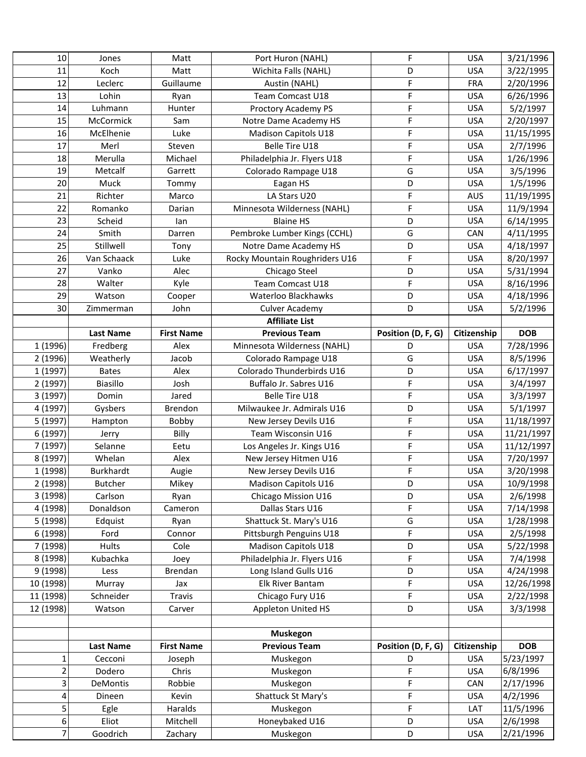| | | | | | | |
|---|---|---|---|---|---|---|
| 10 | Jones | Matt | Port Huron (NAHL) | F | USA | 3/21/1996 |
| 11 | Koch | Matt | Wichita Falls (NAHL) | D | USA | 3/22/1995 |
| 12 | Leclerc | Guillaume | Austin (NAHL) | F | FRA | 2/20/1996 |
| 13 | Lohin | Ryan | Team Comcast U18 | F | USA | 6/26/1996 |
| 14 | Luhmann | Hunter | Proctory Academy PS | F | USA | 5/2/1997 |
| 15 | McCormick | Sam | Notre Dame Academy HS | F | USA | 2/20/1997 |
| 16 | McElhenie | Luke | Madison Capitols U18 | F | USA | 11/15/1995 |
| 17 | Merl | Steven | Belle Tire U18 | F | USA | 2/7/1996 |
| 18 | Merulla | Michael | Philadelphia Jr. Flyers U18 | F | USA | 1/26/1996 |
| 19 | Metcalf | Garrett | Colorado Rampage U18 | G | USA | 3/5/1996 |
| 20 | Muck | Tommy | Eagan HS | D | USA | 1/5/1996 |
| 21 | Richter | Marco | LA Stars U20 | F | AUS | 11/19/1995 |
| 22 | Romanko | Darian | Minnesota Wilderness (NAHL) | F | USA | 11/9/1994 |
| 23 | Scheid | Ian | Blaine HS | D | USA | 6/14/1995 |
| 24 | Smith | Darren | Pembroke Lumber Kings (CCHL) | G | CAN | 4/11/1995 |
| 25 | Stillwell | Tony | Notre Dame Academy HS | D | USA | 4/18/1997 |
| 26 | Van Schaack | Luke | Rocky Mountain Roughriders U16 | F | USA | 8/20/1997 |
| 27 | Vanko | Alec | Chicago Steel | D | USA | 5/31/1994 |
| 28 | Walter | Kyle | Team Comcast U18 | F | USA | 8/16/1996 |
| 29 | Watson | Cooper | Waterloo Blackhawks | D | USA | 4/18/1996 |
| 30 | Zimmerman | John | Culver Academy | D | USA | 5/2/1996 |
| | | | **Affiliate List** | | | |
| | **Last Name** | **First Name** | **Previous Team** | **Position (D, F, G)** | **Citizenship** | **DOB** |
| 1 (1996) | Fredberg | Alex | Minnesota Wilderness (NAHL) | D | USA | 7/28/1996 |
| 2 (1996) | Weatherly | Jacob | Colorado Rampage U18 | G | USA | 8/5/1996 |
| 1 (1997) | Bates | Alex | Colorado Thunderbirds U16 | D | USA | 6/17/1997 |
| 2 (1997) | Biasillo | Josh | Buffalo Jr. Sabres U16 | F | USA | 3/4/1997 |
| 3 (1997) | Domin | Jared | Belle Tire U18 | F | USA | 3/3/1997 |
| 4 (1997) | Gysbers | Brendon | Milwaukee Jr. Admirals U16 | D | USA | 5/1/1997 |
| 5 (1997) | Hampton | Bobby | New Jersey Devils U16 | F | USA | 11/18/1997 |
| 6 (1997) | Jerry | Billy | Team Wisconsin U16 | F | USA | 11/21/1997 |
| 7 (1997) | Selanne | Eetu | Los Angeles Jr. Kings U16 | F | USA | 11/12/1997 |
| 8 (1997) | Whelan | Alex | New Jersey Hitmen U16 | F | USA | 7/20/1997 |
| 1 (1998) | Burkhardt | Augie | New Jersey Devils U16 | F | USA | 3/20/1998 |
| 2 (1998) | Butcher | Mikey | Madison Capitols U16 | D | USA | 10/9/1998 |
| 3 (1998) | Carlson | Ryan | Chicago Mission U16 | D | USA | 2/6/1998 |
| 4 (1998) | Donaldson | Cameron | Dallas Stars U16 | F | USA | 7/14/1998 |
| 5 (1998) | Edquist | Ryan | Shattuck St. Mary's U16 | G | USA | 1/28/1998 |
| 6 (1998) | Ford | Connor | Pittsburgh Penguins U18 | F | USA | 2/5/1998 |
| 7 (1998) | Hults | Cole | Madison Capitols U18 | D | USA | 5/22/1998 |
| 8 (1998) | Kubachka | Joey | Philadelphia Jr. Flyers U16 | F | USA | 7/4/1998 |
| 9 (1998) | Less | Brendan | Long Island Gulls U16 | D | USA | 4/24/1998 |
| 10 (1998) | Murray | Jax | Elk River Bantam | F | USA | 12/26/1998 |
| 11 (1998) | Schneider | Travis | Chicago Fury U16 | F | USA | 2/22/1998 |
| 12 (1998) | Watson | Carver | Appleton United HS | D | USA | 3/3/1998 |
| | | | | | | |
| | | | **Muskegon** | | | |
| | **Last Name** | **First Name** | **Previous Team** | **Position (D, F, G)** | **Citizenship** | **DOB** |
| 1 | Cecconi | Joseph | Muskegon | D | USA | 5/23/1997 |
| 2 | Dodero | Chris | Muskegon | F | USA | 6/8/1996 |
| 3 | DeMontis | Robbie | Muskegon | F | CAN | 2/17/1996 |
| 4 | Dineen | Kevin | Shattuck St Mary's | F | USA | 4/2/1996 |
| 5 | Egle | Haralds | Muskegon | F | LAT | 11/5/1996 |
| 6 | Eliot | Mitchell | Honeybaked U16 | D | USA | 2/6/1998 |
| 7 | Goodrich | Zachary | Muskegon | D | USA | 2/21/1996 |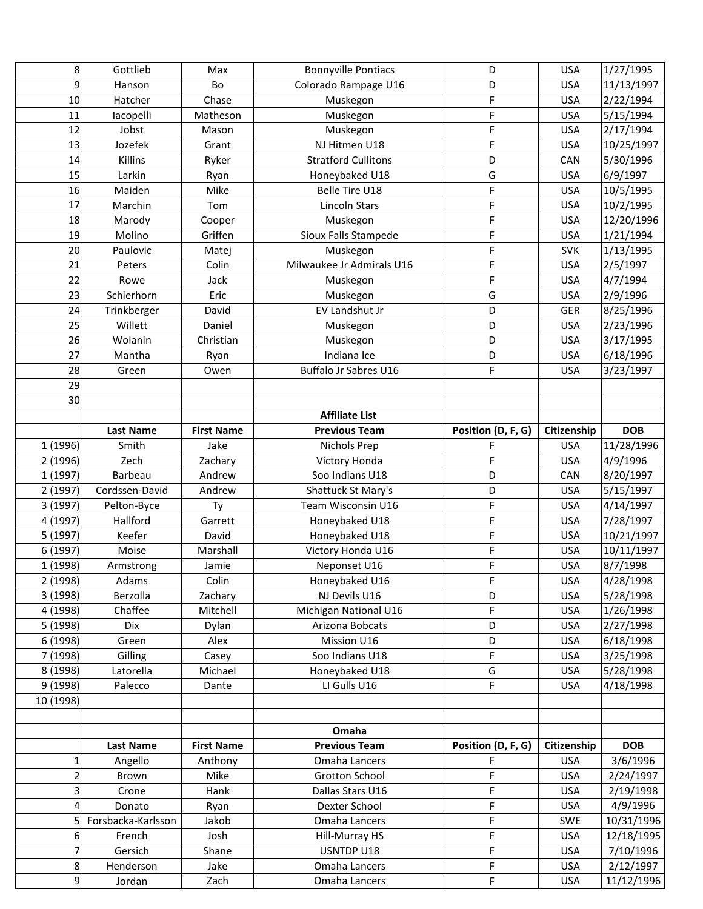| | | | | | | |
|---|---|---|---|---|---|---|
| 8 | Gottlieb | Max | Bonnyville Pontiacs | D | USA | 1/27/1995 |
| 9 | Hanson | Bo | Colorado Rampage U16 | D | USA | 11/13/1997 |
| 10 | Hatcher | Chase | Muskegon | F | USA | 2/22/1994 |
| 11 | Iacopelli | Matheson | Muskegon | F | USA | 5/15/1994 |
| 12 | Jobst | Mason | Muskegon | F | USA | 2/17/1994 |
| 13 | Jozefek | Grant | NJ Hitmen U18 | F | USA | 10/25/1997 |
| 14 | Killins | Ryker | Stratford Cullitons | D | CAN | 5/30/1996 |
| 15 | Larkin | Ryan | Honeybaked U18 | G | USA | 6/9/1997 |
| 16 | Maiden | Mike | Belle Tire U18 | F | USA | 10/5/1995 |
| 17 | Marchin | Tom | Lincoln Stars | F | USA | 10/2/1995 |
| 18 | Marody | Cooper | Muskegon | F | USA | 12/20/1996 |
| 19 | Molino | Griffen | Sioux Falls Stampede | F | USA | 1/21/1994 |
| 20 | Paulovic | Matej | Muskegon | F | SVK | 1/13/1995 |
| 21 | Peters | Colin | Milwaukee Jr Admirals U16 | F | USA | 2/5/1997 |
| 22 | Rowe | Jack | Muskegon | F | USA | 4/7/1994 |
| 23 | Schierhorn | Eric | Muskegon | G | USA | 2/9/1996 |
| 24 | Trinkberger | David | EV Landshut Jr | D | GER | 8/25/1996 |
| 25 | Willett | Daniel | Muskegon | D | USA | 2/23/1996 |
| 26 | Wolanin | Christian | Muskegon | D | USA | 3/17/1995 |
| 27 | Mantha | Ryan | Indiana Ice | D | USA | 6/18/1996 |
| 28 | Green | Owen | Buffalo Jr Sabres U16 | F | USA | 3/23/1997 |
| 29 | | | | | | |
| 30 | | | | | | |

**Affiliate List**

| | Last Name | First Name | Previous Team | Position (D, F, G) | Citizenship | DOB |
|---|---|---|---|---|---|---|
| 1 (1996) | Smith | Jake | Nichols Prep | F | USA | 11/28/1996 |
| 2 (1996) | Zech | Zachary | Victory Honda | F | USA | 4/9/1996 |
| 1 (1997) | Barbeau | Andrew | Soo Indians U18 | D | CAN | 8/20/1997 |
| 2 (1997) | Cordssen-David | Andrew | Shattuck St Mary's | D | USA | 5/15/1997 |
| 3 (1997) | Pelton-Byce | Ty | Team Wisconsin U16 | F | USA | 4/14/1997 |
| 4 (1997) | Hallford | Garrett | Honeybaked U18 | F | USA | 7/28/1997 |
| 5 (1997) | Keefer | David | Honeybaked U18 | F | USA | 10/21/1997 |
| 6 (1997) | Moise | Marshall | Victory Honda U16 | F | USA | 10/11/1997 |
| 1 (1998) | Armstrong | Jamie | Neponset U16 | F | USA | 8/7/1998 |
| 2 (1998) | Adams | Colin | Honeybaked U16 | F | USA | 4/28/1998 |
| 3 (1998) | Berzolla | Zachary | NJ Devils U16 | D | USA | 5/28/1998 |
| 4 (1998) | Chaffee | Mitchell | Michigan National U16 | F | USA | 1/26/1998 |
| 5 (1998) | Dix | Dylan | Arizona Bobcats | D | USA | 2/27/1998 |
| 6 (1998) | Green | Alex | Mission U16 | D | USA | 6/18/1998 |
| 7 (1998) | Gilling | Casey | Soo Indians U18 | F | USA | 3/25/1998 |
| 8 (1998) | Latorella | Michael | Honeybaked U18 | G | USA | 5/28/1998 |
| 9 (1998) | Palecco | Dante | LI Gulls U16 | F | USA | 4/18/1998 |
| 10 (1998) | | | | | | |

**Omaha**

| | Last Name | First Name | Previous Team | Position (D, F, G) | Citizenship | DOB |
|---|---|---|---|---|---|---|
| 1 | Angello | Anthony | Omaha Lancers | F | USA | 3/6/1996 |
| 2 | Brown | Mike | Grotton School | F | USA | 2/24/1997 |
| 3 | Crone | Hank | Dallas Stars U16 | F | USA | 2/19/1998 |
| 4 | Donato | Ryan | Dexter School | F | USA | 4/9/1996 |
| 5 | Forsbacka-Karlsson | Jakob | Omaha Lancers | F | SWE | 10/31/1996 |
| 6 | French | Josh | Hill-Murray HS | F | USA | 12/18/1995 |
| 7 | Gersich | Shane | USNTDP U18 | F | USA | 7/10/1996 |
| 8 | Henderson | Jake | Omaha Lancers | F | USA | 2/12/1997 |
| 9 | Jordan | Zach | Omaha Lancers | F | USA | 11/12/1996 |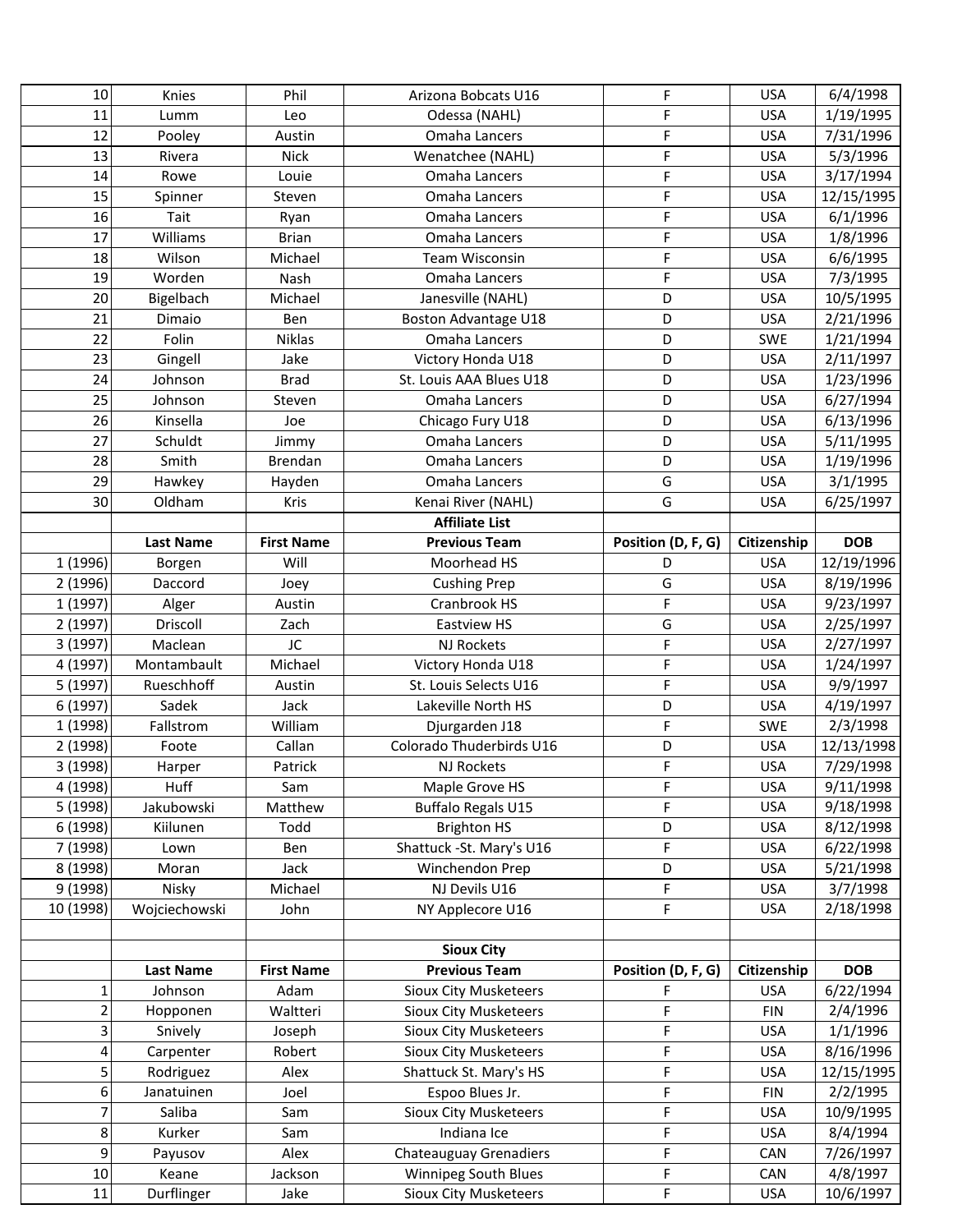| | | | | | | |
|---|---|---|---|---|---|---|
| 10 | Knies | Phil | Arizona Bobcats U16 | F | USA | 6/4/1998 |
| 11 | Lumm | Leo | Odessa (NAHL) | F | USA | 1/19/1995 |
| 12 | Pooley | Austin | Omaha Lancers | F | USA | 7/31/1996 |
| 13 | Rivera | Nick | Wenatchee (NAHL) | F | USA | 5/3/1996 |
| 14 | Rowe | Louie | Omaha Lancers | F | USA | 3/17/1994 |
| 15 | Spinner | Steven | Omaha Lancers | F | USA | 12/15/1995 |
| 16 | Tait | Ryan | Omaha Lancers | F | USA | 6/1/1996 |
| 17 | Williams | Brian | Omaha Lancers | F | USA | 1/8/1996 |
| 18 | Wilson | Michael | Team Wisconsin | F | USA | 6/6/1995 |
| 19 | Worden | Nash | Omaha Lancers | F | USA | 7/3/1995 |
| 20 | Bigelbach | Michael | Janesville (NAHL) | D | USA | 10/5/1995 |
| 21 | Dimaio | Ben | Boston Advantage U18 | D | USA | 2/21/1996 |
| 22 | Folin | Niklas | Omaha Lancers | D | SWE | 1/21/1994 |
| 23 | Gingell | Jake | Victory Honda U18 | D | USA | 2/11/1997 |
| 24 | Johnson | Brad | St. Louis AAA Blues U18 | D | USA | 1/23/1996 |
| 25 | Johnson | Steven | Omaha Lancers | D | USA | 6/27/1994 |
| 26 | Kinsella | Joe | Chicago Fury U18 | D | USA | 6/13/1996 |
| 27 | Schuldt | Jimmy | Omaha Lancers | D | USA | 5/11/1995 |
| 28 | Smith | Brendan | Omaha Lancers | D | USA | 1/19/1996 |
| 29 | Hawkey | Hayden | Omaha Lancers | G | USA | 3/1/1995 |
| 30 | Oldham | Kris | Kenai River (NAHL) | G | USA | 6/25/1997 |
| | | | **Affiliate List** | | | |
| | **Last Name** | **First Name** | **Previous Team** | **Position (D, F, G)** | **Citizenship** | **DOB** |
| 1 (1996) | Borgen | Will | Moorhead HS | D | USA | 12/19/1996 |
| 2 (1996) | Daccord | Joey | Cushing Prep | G | USA | 8/19/1996 |
| 1 (1997) | Alger | Austin | Cranbrook HS | F | USA | 9/23/1997 |
| 2 (1997) | Driscoll | Zach | Eastview HS | G | USA | 2/25/1997 |
| 3 (1997) | Maclean | JC | NJ Rockets | F | USA | 2/27/1997 |
| 4 (1997) | Montambault | Michael | Victory Honda U18 | F | USA | 1/24/1997 |
| 5 (1997) | Rueschhoff | Austin | St. Louis Selects U16 | F | USA | 9/9/1997 |
| 6 (1997) | Sadek | Jack | Lakeville North HS | D | USA | 4/19/1997 |
| 1 (1998) | Fallstrom | William | Djurgarden J18 | F | SWE | 2/3/1998 |
| 2 (1998) | Foote | Callan | Colorado Thuderbirds U16 | D | USA | 12/13/1998 |
| 3 (1998) | Harper | Patrick | NJ Rockets | F | USA | 7/29/1998 |
| 4 (1998) | Huff | Sam | Maple Grove HS | F | USA | 9/11/1998 |
| 5 (1998) | Jakubowski | Matthew | Buffalo Regals U15 | F | USA | 9/18/1998 |
| 6 (1998) | Kiilunen | Todd | Brighton HS | D | USA | 8/12/1998 |
| 7 (1998) | Lown | Ben | Shattuck -St. Mary's U16 | F | USA | 6/22/1998 |
| 8 (1998) | Moran | Jack | Winchendon Prep | D | USA | 5/21/1998 |
| 9 (1998) | Nisky | Michael | NJ Devils U16 | F | USA | 3/7/1998 |
| 10 (1998) | Wojciechowski | John | NY Applecore U16 | F | USA | 2/18/1998 |
| | | | | | | |
| | | | **Sioux City** | | | |
| | **Last Name** | **First Name** | **Previous Team** | **Position (D, F, G)** | **Citizenship** | **DOB** |
| 1 | Johnson | Adam | Sioux City Musketeers | F | USA | 6/22/1994 |
| 2 | Hopponen | Waltteri | Sioux City Musketeers | F | FIN | 2/4/1996 |
| 3 | Snively | Joseph | Sioux City Musketeers | F | USA | 1/1/1996 |
| 4 | Carpenter | Robert | Sioux City Musketeers | F | USA | 8/16/1996 |
| 5 | Rodriguez | Alex | Shattuck St. Mary's HS | F | USA | 12/15/1995 |
| 6 | Janatuinen | Joel | Espoo Blues Jr. | F | FIN | 2/2/1995 |
| 7 | Saliba | Sam | Sioux City Musketeers | F | USA | 10/9/1995 |
| 8 | Kurker | Sam | Indiana Ice | F | USA | 8/4/1994 |
| 9 | Payusov | Alex | Chateauguay Grenadiers | F | CAN | 7/26/1997 |
| 10 | Keane | Jackson | Winnipeg South Blues | F | CAN | 4/8/1997 |
| 11 | Durflinger | Jake | Sioux City Musketeers | F | USA | 10/6/1997 |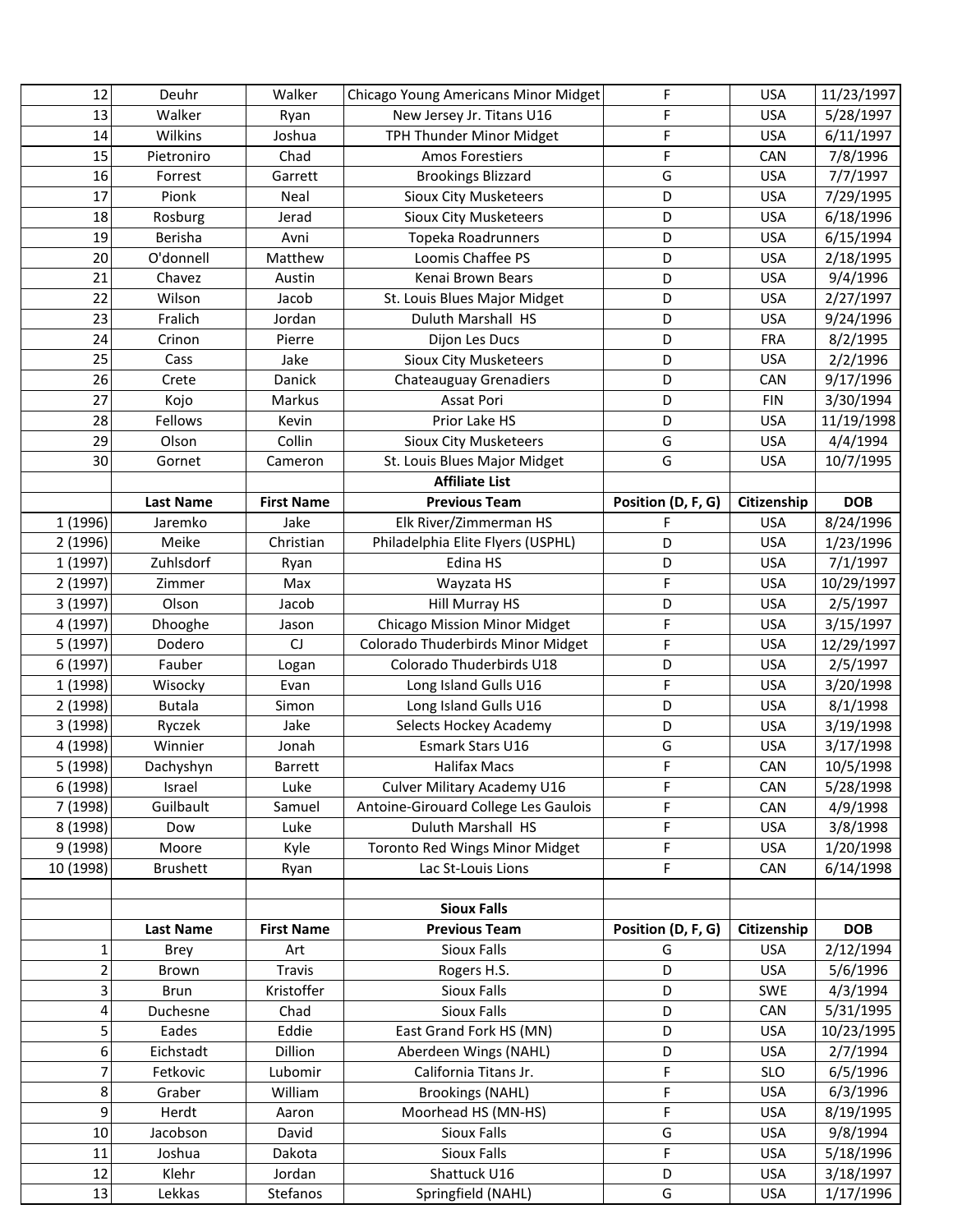| | | | | | | |
|---|---|---|---|---|---|---|
| 12 | Deuhr | Walker | Chicago Young Americans Minor Midget | F | USA | 11/23/1997 |
| 13 | Walker | Ryan | New Jersey Jr. Titans U16 | F | USA | 5/28/1997 |
| 14 | Wilkins | Joshua | TPH Thunder Minor Midget | F | USA | 6/11/1997 |
| 15 | Pietroniro | Chad | Amos Forestiers | F | CAN | 7/8/1996 |
| 16 | Forrest | Garrett | Brookings Blizzard | G | USA | 7/7/1997 |
| 17 | Pionk | Neal | Sioux City Musketeers | D | USA | 7/29/1995 |
| 18 | Rosburg | Jerad | Sioux City Musketeers | D | USA | 6/18/1996 |
| 19 | Berisha | Avni | Topeka Roadrunners | D | USA | 6/15/1994 |
| 20 | O'donnell | Matthew | Loomis Chaffee PS | D | USA | 2/18/1995 |
| 21 | Chavez | Austin | Kenai Brown Bears | D | USA | 9/4/1996 |
| 22 | Wilson | Jacob | St. Louis Blues Major Midget | D | USA | 2/27/1997 |
| 23 | Fralich | Jordan | Duluth Marshall HS | D | USA | 9/24/1996 |
| 24 | Crinon | Pierre | Dijon Les Ducs | D | FRA | 8/2/1995 |
| 25 | Cass | Jake | Sioux City Musketeers | D | USA | 2/2/1996 |
| 26 | Crete | Danick | Chateauguay Grenadiers | D | CAN | 9/17/1996 |
| 27 | Kojo | Markus | Assat Pori | D | FIN | 3/30/1994 |
| 28 | Fellows | Kevin | Prior Lake HS | D | USA | 11/19/1998 |
| 29 | Olson | Collin | Sioux City Musketeers | G | USA | 4/4/1994 |
| 30 | Gornet | Cameron | St. Louis Blues Major Midget | G | USA | 10/7/1995 |
| | | | **Affiliate List** | | | |
| | **Last Name** | **First Name** | **Previous Team** | **Position (D, F, G)** | **Citizenship** | **DOB** |
| 1 (1996) | Jaremko | Jake | Elk River/Zimmerman HS | F | USA | 8/24/1996 |
| 2 (1996) | Meike | Christian | Philadelphia Elite Flyers (USPHL) | D | USA | 1/23/1996 |
| 1 (1997) | Zuhlsdorf | Ryan | Edina HS | D | USA | 7/1/1997 |
| 2 (1997) | Zimmer | Max | Wayzata HS | F | USA | 10/29/1997 |
| 3 (1997) | Olson | Jacob | Hill Murray HS | D | USA | 2/5/1997 |
| 4 (1997) | Dhooghe | Jason | Chicago Mission Minor Midget | F | USA | 3/15/1997 |
| 5 (1997) | Dodero | CJ | Colorado Thuderbirds Minor Midget | F | USA | 12/29/1997 |
| 6 (1997) | Fauber | Logan | Colorado Thuderbirds U18 | D | USA | 2/5/1997 |
| 1 (1998) | Wisocky | Evan | Long Island Gulls U16 | F | USA | 3/20/1998 |
| 2 (1998) | Butala | Simon | Long Island Gulls U16 | D | USA | 8/1/1998 |
| 3 (1998) | Ryczek | Jake | Selects Hockey Academy | D | USA | 3/19/1998 |
| 4 (1998) | Winnier | Jonah | Esmark Stars U16 | G | USA | 3/17/1998 |
| 5 (1998) | Dachyshyn | Barrett | Halifax Macs | F | CAN | 10/5/1998 |
| 6 (1998) | Israel | Luke | Culver Military Academy U16 | F | CAN | 5/28/1998 |
| 7 (1998) | Guilbault | Samuel | Antoine-Girouard College Les Gaulois | F | CAN | 4/9/1998 |
| 8 (1998) | Dow | Luke | Duluth Marshall HS | F | USA | 3/8/1998 |
| 9 (1998) | Moore | Kyle | Toronto Red Wings Minor Midget | F | USA | 1/20/1998 |
| 10 (1998) | Brushett | Ryan | Lac St-Louis Lions | F | CAN | 6/14/1998 |

| | | | **Sioux Falls** | | | |
|---|---|---|---|---|---|---|
| | **Last Name** | **First Name** | **Previous Team** | **Position (D, F, G)** | **Citizenship** | **DOB** |
| 1 | Brey | Art | Sioux Falls | G | USA | 2/12/1994 |
| 2 | Brown | Travis | Rogers H.S. | D | USA | 5/6/1996 |
| 3 | Brun | Kristoffer | Sioux Falls | D | SWE | 4/3/1994 |
| 4 | Duchesne | Chad | Sioux Falls | D | CAN | 5/31/1995 |
| 5 | Eades | Eddie | East Grand Fork HS (MN) | D | USA | 10/23/1995 |
| 6 | Eichstadt | Dillion | Aberdeen Wings (NAHL) | D | USA | 2/7/1994 |
| 7 | Fetkovic | Lubomir | California Titans Jr. | F | SLO | 6/5/1996 |
| 8 | Graber | William | Brookings (NAHL) | F | USA | 6/3/1996 |
| 9 | Herdt | Aaron | Moorhead HS (MN-HS) | F | USA | 8/19/1995 |
| 10 | Jacobson | David | Sioux Falls | G | USA | 9/8/1994 |
| 11 | Joshua | Dakota | Sioux Falls | F | USA | 5/18/1996 |
| 12 | Klehr | Jordan | Shattuck U16 | D | USA | 3/18/1997 |
| 13 | Lekkas | Stefanos | Springfield (NAHL) | G | USA | 1/17/1996 |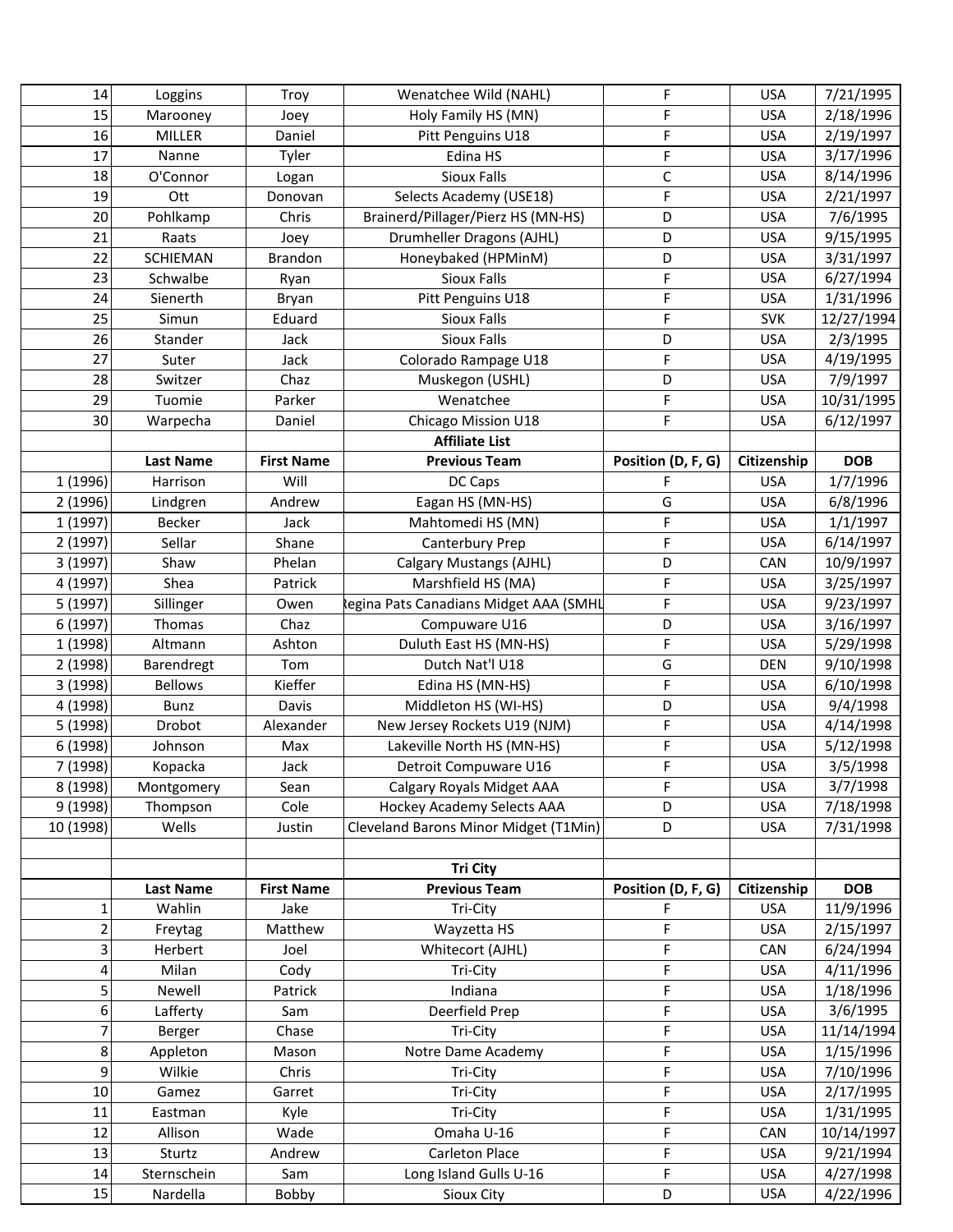| | | | | | | |
|---|---|---|---|---|---|---|
| 14 | Loggins | Troy | Wenatchee Wild (NAHL) | F | USA | 7/21/1995 |
| 15 | Marooney | Joey | Holy Family HS (MN) | F | USA | 2/18/1996 |
| 16 | MILLER | Daniel | Pitt Penguins U18 | F | USA | 2/19/1997 |
| 17 | Nanne | Tyler | Edina HS | F | USA | 3/17/1996 |
| 18 | O'Connor | Logan | Sioux Falls | C | USA | 8/14/1996 |
| 19 | Ott | Donovan | Selects Academy (USE18) | F | USA | 2/21/1997 |
| 20 | Pohlkamp | Chris | Brainerd/Pillager/Pierz HS (MN-HS) | D | USA | 7/6/1995 |
| 21 | Raats | Joey | Drumheller Dragons (AJHL) | D | USA | 9/15/1995 |
| 22 | SCHIEMAN | Brandon | Honeybaked (HPMinM) | D | USA | 3/31/1997 |
| 23 | Schwalbe | Ryan | Sioux Falls | F | USA | 6/27/1994 |
| 24 | Sienerth | Bryan | Pitt Penguins U18 | F | USA | 1/31/1996 |
| 25 | Simun | Eduard | Sioux Falls | F | SVK | 12/27/1994 |
| 26 | Stander | Jack | Sioux Falls | D | USA | 2/3/1995 |
| 27 | Suter | Jack | Colorado Rampage U18 | F | USA | 4/19/1995 |
| 28 | Switzer | Chaz | Muskegon (USHL) | D | USA | 7/9/1997 |
| 29 | Tuomie | Parker | Wenatchee | F | USA | 10/31/1995 |
| 30 | Warpecha | Daniel | Chicago Mission U18 | F | USA | 6/12/1997 |
| | | | **Affiliate List** | | | |
| | **Last Name** | **First Name** | **Previous Team** | **Position (D, F, G)** | **Citizenship** | **DOB** |
| 1 (1996) | Harrison | Will | DC Caps | F | USA | 1/7/1996 |
| 2 (1996) | Lindgren | Andrew | Eagan HS (MN-HS) | G | USA | 6/8/1996 |
| 1 (1997) | Becker | Jack | Mahtomedi HS (MN) | F | USA | 1/1/1997 |
| 2 (1997) | Sellar | Shane | Canterbury Prep | F | USA | 6/14/1997 |
| 3 (1997) | Shaw | Phelan | Calgary Mustangs (AJHL) | D | CAN | 10/9/1997 |
| 4 (1997) | Shea | Patrick | Marshfield HS (MA) | F | USA | 3/25/1997 |
| 5 (1997) | Sillinger | Owen | Regina Pats Canadians Midget AAA (SMHL | F | USA | 9/23/1997 |
| 6 (1997) | Thomas | Chaz | Compuware U16 | D | USA | 3/16/1997 |
| 1 (1998) | Altmann | Ashton | Duluth East HS (MN-HS) | F | USA | 5/29/1998 |
| 2 (1998) | Barendregt | Tom | Dutch Nat'l U18 | G | DEN | 9/10/1998 |
| 3 (1998) | Bellows | Kieffer | Edina HS (MN-HS) | F | USA | 6/10/1998 |
| 4 (1998) | Bunz | Davis | Middleton HS (WI-HS) | D | USA | 9/4/1998 |
| 5 (1998) | Drobot | Alexander | New Jersey Rockets U19 (NJM) | F | USA | 4/14/1998 |
| 6 (1998) | Johnson | Max | Lakeville North HS (MN-HS) | F | USA | 5/12/1998 |
| 7 (1998) | Kopacka | Jack | Detroit Compuware U16 | F | USA | 3/5/1998 |
| 8 (1998) | Montgomery | Sean | Calgary Royals Midget AAA | F | USA | 3/7/1998 |
| 9 (1998) | Thompson | Cole | Hockey Academy Selects AAA | D | USA | 7/18/1998 |
| 10 (1998) | Wells | Justin | Cleveland Barons Minor Midget (T1Min) | D | USA | 7/31/1998 |
| | | | | | | |
| | | | **Tri City** | | | |
| | **Last Name** | **First Name** | **Previous Team** | **Position (D, F, G)** | **Citizenship** | **DOB** |
| 1 | Wahlin | Jake | Tri-City | F | USA | 11/9/1996 |
| 2 | Freytag | Matthew | Wayzetta HS | F | USA | 2/15/1997 |
| 3 | Herbert | Joel | Whitecort (AJHL) | F | CAN | 6/24/1994 |
| 4 | Milan | Cody | Tri-City | F | USA | 4/11/1996 |
| 5 | Newell | Patrick | Indiana | F | USA | 1/18/1996 |
| 6 | Lafferty | Sam | Deerfield Prep | F | USA | 3/6/1995 |
| 7 | Berger | Chase | Tri-City | F | USA | 11/14/1994 |
| 8 | Appleton | Mason | Notre Dame Academy | F | USA | 1/15/1996 |
| 9 | Wilkie | Chris | Tri-City | F | USA | 7/10/1996 |
| 10 | Gamez | Garret | Tri-City | F | USA | 2/17/1995 |
| 11 | Eastman | Kyle | Tri-City | F | USA | 1/31/1995 |
| 12 | Allison | Wade | Omaha U-16 | F | CAN | 10/14/1997 |
| 13 | Sturtz | Andrew | Carleton Place | F | USA | 9/21/1994 |
| 14 | Sternschein | Sam | Long Island Gulls U-16 | F | USA | 4/27/1998 |
| 15 | Nardella | Bobby | Sioux City | D | USA | 4/22/1996 |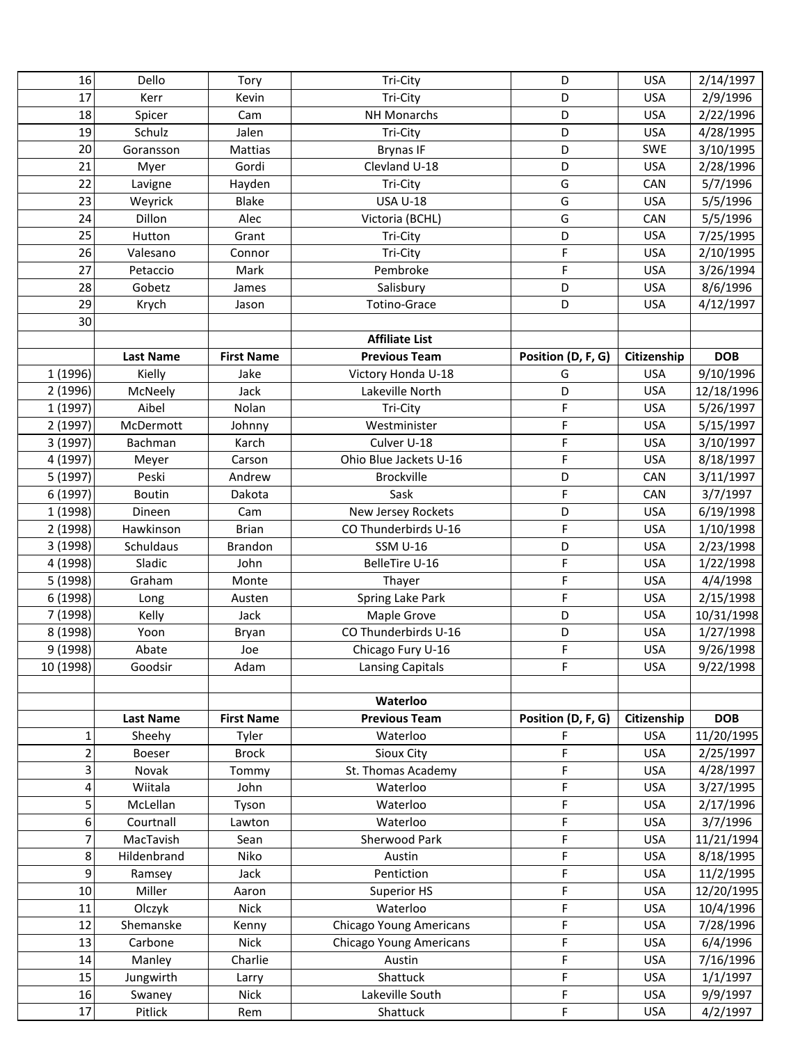| | | | | | | |
|---|---|---|---|---|---|---|
| 16 | Dello | Tory | Tri-City | D | USA | 2/14/1997 |
| 17 | Kerr | Kevin | Tri-City | D | USA | 2/9/1996 |
| 18 | Spicer | Cam | NH Monarchs | D | USA | 2/22/1996 |
| 19 | Schulz | Jalen | Tri-City | D | USA | 4/28/1995 |
| 20 | Goransson | Mattias | Brynas IF | D | SWE | 3/10/1995 |
| 21 | Myer | Gordi | Clevland U-18 | D | USA | 2/28/1996 |
| 22 | Lavigne | Hayden | Tri-City | G | CAN | 5/7/1996 |
| 23 | Weyrick | Blake | USA U-18 | G | USA | 5/5/1996 |
| 24 | Dillon | Alec | Victoria (BCHL) | G | CAN | 5/5/1996 |
| 25 | Hutton | Grant | Tri-City | D | USA | 7/25/1995 |
| 26 | Valesano | Connor | Tri-City | F | USA | 2/10/1995 |
| 27 | Petaccio | Mark | Pembroke | F | USA | 3/26/1994 |
| 28 | Gobetz | James | Salisbury | D | USA | 8/6/1996 |
| 29 | Krych | Jason | Totino-Grace | D | USA | 4/12/1997 |
| 30 | | | | | | |

| | | | **Affiliate List** | | | |
|---|---|---|---|---|---|---|
| | **Last Name** | **First Name** | **Previous Team** | **Position (D, F, G)** | **Citizenship** | **DOB** |
| 1 (1996) | Kielly | Jake | Victory Honda U-18 | G | USA | 9/10/1996 |
| 2 (1996) | McNeely | Jack | Lakeville North | D | USA | 12/18/1996 |
| 1 (1997) | Aibel | Nolan | Tri-City | F | USA | 5/26/1997 |
| 2 (1997) | McDermott | Johnny | Westminister | F | USA | 5/15/1997 |
| 3 (1997) | Bachman | Karch | Culver U-18 | F | USA | 3/10/1997 |
| 4 (1997) | Meyer | Carson | Ohio Blue Jackets U-16 | F | USA | 8/18/1997 |
| 5 (1997) | Peski | Andrew | Brockville | D | CAN | 3/11/1997 |
| 6 (1997) | Boutin | Dakota | Sask | F | CAN | 3/7/1997 |
| 1 (1998) | Dineen | Cam | New Jersey Rockets | D | USA | 6/19/1998 |
| 2 (1998) | Hawkinson | Brian | CO Thunderbirds U-16 | F | USA | 1/10/1998 |
| 3 (1998) | Schuldaus | Brandon | SSM U-16 | D | USA | 2/23/1998 |
| 4 (1998) | Sladic | John | BelleTire U-16 | F | USA | 1/22/1998 |
| 5 (1998) | Graham | Monte | Thayer | F | USA | 4/4/1998 |
| 6 (1998) | Long | Austen | Spring Lake Park | F | USA | 2/15/1998 |
| 7 (1998) | Kelly | Jack | Maple Grove | D | USA | 10/31/1998 |
| 8 (1998) | Yoon | Bryan | CO Thunderbirds U-16 | D | USA | 1/27/1998 |
| 9 (1998) | Abate | Joe | Chicago Fury U-16 | F | USA | 9/26/1998 |
| 10 (1998) | Goodsir | Adam | Lansing Capitals | F | USA | 9/22/1998 |

| | | | **Waterloo** | | | |
|---|---|---|---|---|---|---|
| | **Last Name** | **First Name** | **Previous Team** | **Position (D, F, G)** | **Citizenship** | **DOB** |
| 1 | Sheehy | Tyler | Waterloo | F | USA | 11/20/1995 |
| 2 | Boeser | Brock | Sioux City | F | USA | 2/25/1997 |
| 3 | Novak | Tommy | St. Thomas Academy | F | USA | 4/28/1997 |
| 4 | Wiitala | John | Waterloo | F | USA | 3/27/1995 |
| 5 | McLellan | Tyson | Waterloo | F | USA | 2/17/1996 |
| 6 | Courtnall | Lawton | Waterloo | F | USA | 3/7/1996 |
| 7 | MacTavish | Sean | Sherwood Park | F | USA | 11/21/1994 |
| 8 | Hildenbrand | Niko | Austin | F | USA | 8/18/1995 |
| 9 | Ramsey | Jack | Pentiction | F | USA | 11/2/1995 |
| 10 | Miller | Aaron | Superior HS | F | USA | 12/20/1995 |
| 11 | Olczyk | Nick | Waterloo | F | USA | 10/4/1996 |
| 12 | Shemanske | Kenny | Chicago Young Americans | F | USA | 7/28/1996 |
| 13 | Carbone | Nick | Chicago Young Americans | F | USA | 6/4/1996 |
| 14 | Manley | Charlie | Austin | F | USA | 7/16/1996 |
| 15 | Jungwirth | Larry | Shattuck | F | USA | 1/1/1997 |
| 16 | Swaney | Nick | Lakeville South | F | USA | 9/9/1997 |
| 17 | Pitlick | Rem | Shattuck | F | USA | 4/2/1997 |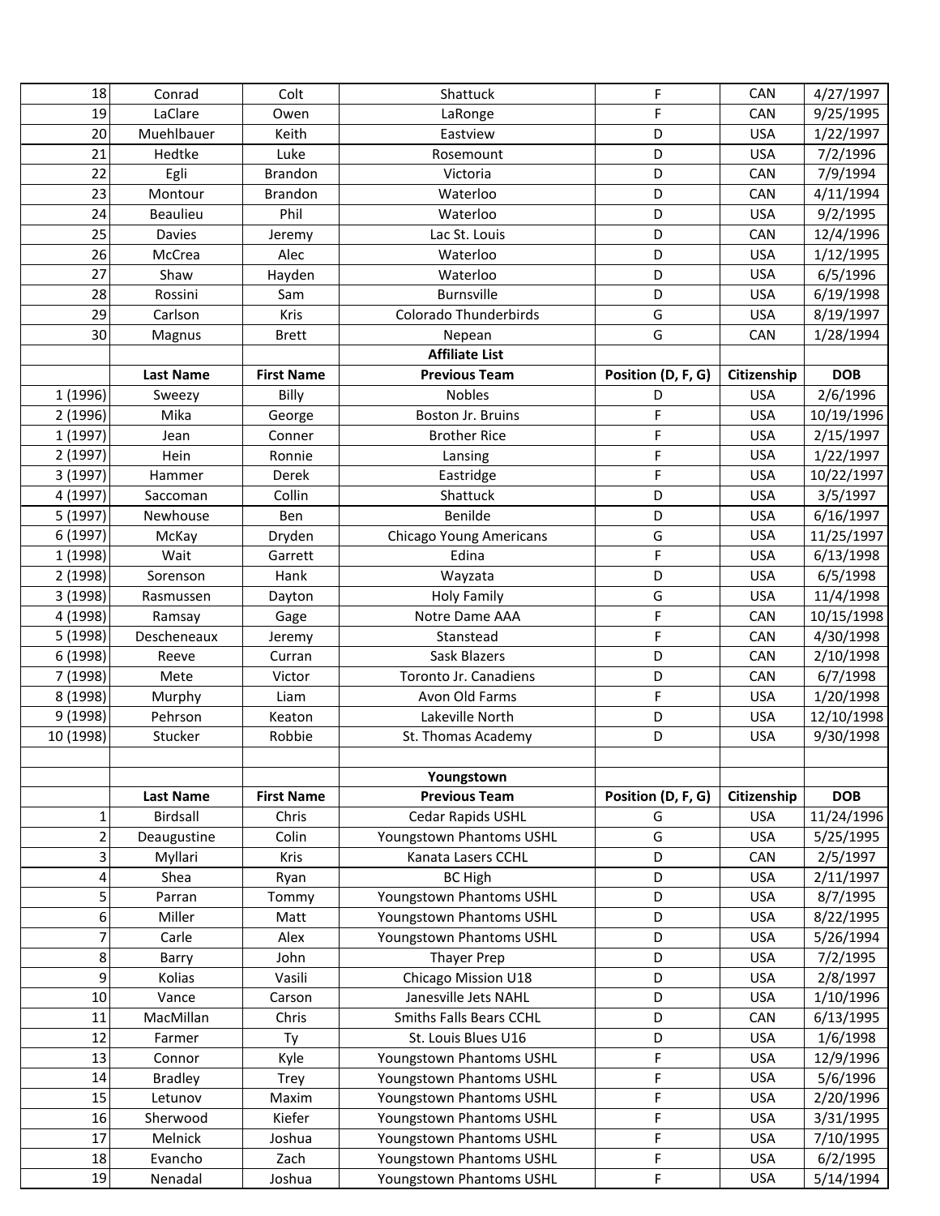| | | | | | | |
|---|---|---|---|---|---|---|
| 18 | Conrad | Colt | Shattuck | F | CAN | 4/27/1997 |
| 19 | LaClare | Owen | LaRonge | F | CAN | 9/25/1995 |
| 20 | Muehlbauer | Keith | Eastview | D | USA | 1/22/1997 |
| 21 | Hedtke | Luke | Rosemount | D | USA | 7/2/1996 |
| 22 | Egli | Brandon | Victoria | D | CAN | 7/9/1994 |
| 23 | Montour | Brandon | Waterloo | D | CAN | 4/11/1994 |
| 24 | Beaulieu | Phil | Waterloo | D | USA | 9/2/1995 |
| 25 | Davies | Jeremy | Lac St. Louis | D | CAN | 12/4/1996 |
| 26 | McCrea | Alec | Waterloo | D | USA | 1/12/1995 |
| 27 | Shaw | Hayden | Waterloo | D | USA | 6/5/1996 |
| 28 | Rossini | Sam | Burnsville | D | USA | 6/19/1998 |
| 29 | Carlson | Kris | Colorado Thunderbirds | G | USA | 8/19/1997 |
| 30 | Magnus | Brett | Nepean | G | CAN | 1/28/1994 |

**Affiliate List**

| | Last Name | First Name | Previous Team | Position (D, F, G) | Citizenship | DOB |
|---|---|---|---|---|---|---|
| 1 (1996) | Sweezy | Billy | Nobles | D | USA | 2/6/1996 |
| 2 (1996) | Mika | George | Boston Jr. Bruins | F | USA | 10/19/1996 |
| 1 (1997) | Jean | Conner | Brother Rice | F | USA | 2/15/1997 |
| 2 (1997) | Hein | Ronnie | Lansing | F | USA | 1/22/1997 |
| 3 (1997) | Hammer | Derek | Eastridge | F | USA | 10/22/1997 |
| 4 (1997) | Saccoman | Collin | Shattuck | D | USA | 3/5/1997 |
| 5 (1997) | Newhouse | Ben | Benilde | D | USA | 6/16/1997 |
| 6 (1997) | McKay | Dryden | Chicago Young Americans | G | USA | 11/25/1997 |
| 1 (1998) | Wait | Garrett | Edina | F | USA | 6/13/1998 |
| 2 (1998) | Sorenson | Hank | Wayzata | D | USA | 6/5/1998 |
| 3 (1998) | Rasmussen | Dayton | Holy Family | G | USA | 11/4/1998 |
| 4 (1998) | Ramsay | Gage | Notre Dame AAA | F | CAN | 10/15/1998 |
| 5 (1998) | Descheneaux | Jeremy | Stanstead | F | CAN | 4/30/1998 |
| 6 (1998) | Reeve | Curran | Sask Blazers | D | CAN | 2/10/1998 |
| 7 (1998) | Mete | Victor | Toronto Jr. Canadiens | D | CAN | 6/7/1998 |
| 8 (1998) | Murphy | Liam | Avon Old Farms | F | USA | 1/20/1998 |
| 9 (1998) | Pehrson | Keaton | Lakeville North | D | USA | 12/10/1998 |
| 10 (1998) | Stucker | Robbie | St. Thomas Academy | D | USA | 9/30/1998 |

**Youngstown**

| | Last Name | First Name | Previous Team | Position (D, F, G) | Citizenship | DOB |
|---|---|---|---|---|---|---|
| 1 | Birdsall | Chris | Cedar Rapids USHL | G | USA | 11/24/1996 |
| 2 | Deaugustine | Colin | Youngstown Phantoms USHL | G | USA | 5/25/1995 |
| 3 | Myllari | Kris | Kanata Lasers CCHL | D | CAN | 2/5/1997 |
| 4 | Shea | Ryan | BC High | D | USA | 2/11/1997 |
| 5 | Parran | Tommy | Youngstown Phantoms USHL | D | USA | 8/7/1995 |
| 6 | Miller | Matt | Youngstown Phantoms USHL | D | USA | 8/22/1995 |
| 7 | Carle | Alex | Youngstown Phantoms USHL | D | USA | 5/26/1994 |
| 8 | Barry | John | Thayer Prep | D | USA | 7/2/1995 |
| 9 | Kolias | Vasili | Chicago Mission U18 | D | USA | 2/8/1997 |
| 10 | Vance | Carson | Janesville Jets NAHL | D | USA | 1/10/1996 |
| 11 | MacMillan | Chris | Smiths Falls Bears CCHL | D | CAN | 6/13/1995 |
| 12 | Farmer | Ty | St. Louis Blues U16 | D | USA | 1/6/1998 |
| 13 | Connor | Kyle | Youngstown Phantoms USHL | F | USA | 12/9/1996 |
| 14 | Bradley | Trey | Youngstown Phantoms USHL | F | USA | 5/6/1996 |
| 15 | Letunov | Maxim | Youngstown Phantoms USHL | F | USA | 2/20/1996 |
| 16 | Sherwood | Kiefer | Youngstown Phantoms USHL | F | USA | 3/31/1995 |
| 17 | Melnick | Joshua | Youngstown Phantoms USHL | F | USA | 7/10/1995 |
| 18 | Evancho | Zach | Youngstown Phantoms USHL | F | USA | 6/2/1995 |
| 19 | Nenadal | Joshua | Youngstown Phantoms USHL | F | USA | 5/14/1994 |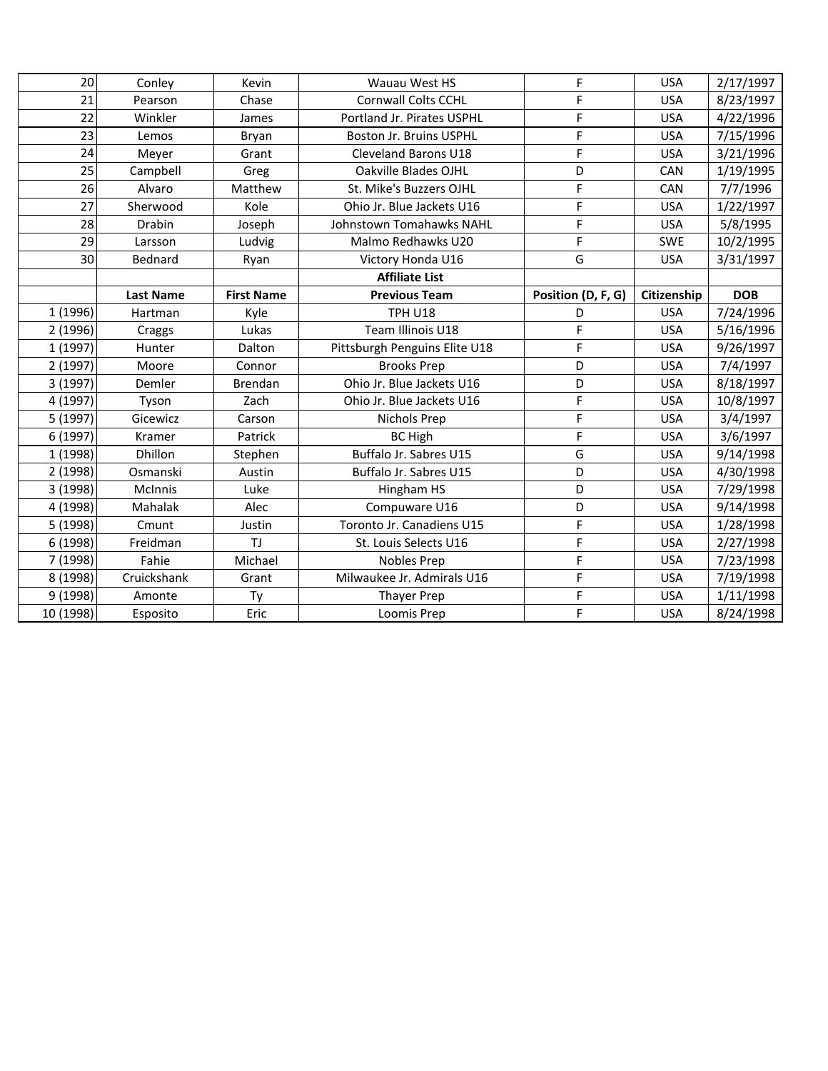| | | | | | | |
|---|---|---|---|---|---|---|
| 20 | Conley | Kevin | Wauau West HS | F | USA | 2/17/1997 |
| 21 | Pearson | Chase | Cornwall Colts CCHL | F | USA | 8/23/1997 |
| 22 | Winkler | James | Portland Jr. Pirates USPHL | F | USA | 4/22/1996 |
| 23 | Lemos | Bryan | Boston Jr. Bruins USPHL | F | USA | 7/15/1996 |
| 24 | Meyer | Grant | Cleveland Barons U18 | F | USA | 3/21/1996 |
| 25 | Campbell | Greg | Oakville Blades OJHL | D | CAN | 1/19/1995 |
| 26 | Alvaro | Matthew | St. Mike's Buzzers OJHL | F | CAN | 7/7/1996 |
| 27 | Sherwood | Kole | Ohio Jr. Blue Jackets U16 | F | USA | 1/22/1997 |
| 28 | Drabin | Joseph | Johnstown Tomahawks NAHL | F | USA | 5/8/1995 |
| 29 | Larsson | Ludvig | Malmo Redhawks U20 | F | SWE | 10/2/1995 |
| 30 | Bednard | Ryan | Victory Honda U16 | G | USA | 3/31/1997 |
| | | | **Affiliate List** | | | |
| | **Last Name** | **First Name** | **Previous Team** | **Position (D, F, G)** | **Citizenship** | **DOB** |
| 1 (1996) | Hartman | Kyle | TPH U18 | D | USA | 7/24/1996 |
| 2 (1996) | Craggs | Lukas | Team Illinois U18 | F | USA | 5/16/1996 |
| 1 (1997) | Hunter | Dalton | Pittsburgh Penguins Elite U18 | F | USA | 9/26/1997 |
| 2 (1997) | Moore | Connor | Brooks Prep | D | USA | 7/4/1997 |
| 3 (1997) | Demler | Brendan | Ohio Jr. Blue Jackets U16 | D | USA | 8/18/1997 |
| 4 (1997) | Tyson | Zach | Ohio Jr. Blue Jackets U16 | F | USA | 10/8/1997 |
| 5 (1997) | Gicewicz | Carson | Nichols Prep | F | USA | 3/4/1997 |
| 6 (1997) | Kramer | Patrick | BC High | F | USA | 3/6/1997 |
| 1 (1998) | Dhillon | Stephen | Buffalo Jr. Sabres U15 | G | USA | 9/14/1998 |
| 2 (1998) | Osmanski | Austin | Buffalo Jr. Sabres U15 | D | USA | 4/30/1998 |
| 3 (1998) | McInnis | Luke | Hingham HS | D | USA | 7/29/1998 |
| 4 (1998) | Mahalak | Alec | Compuware U16 | D | USA | 9/14/1998 |
| 5 (1998) | Cmunt | Justin | Toronto Jr. Canadiens U15 | F | USA | 1/28/1998 |
| 6 (1998) | Freidman | TJ | St. Louis Selects U16 | F | USA | 2/27/1998 |
| 7 (1998) | Fahie | Michael | Nobles Prep | F | USA | 7/23/1998 |
| 8 (1998) | Cruickshank | Grant | Milwaukee Jr. Admirals U16 | F | USA | 7/19/1998 |
| 9 (1998) | Amonte | Ty | Thayer Prep | F | USA | 1/11/1998 |
| 10 (1998) | Esposito | Eric | Loomis Prep | F | USA | 8/24/1998 |